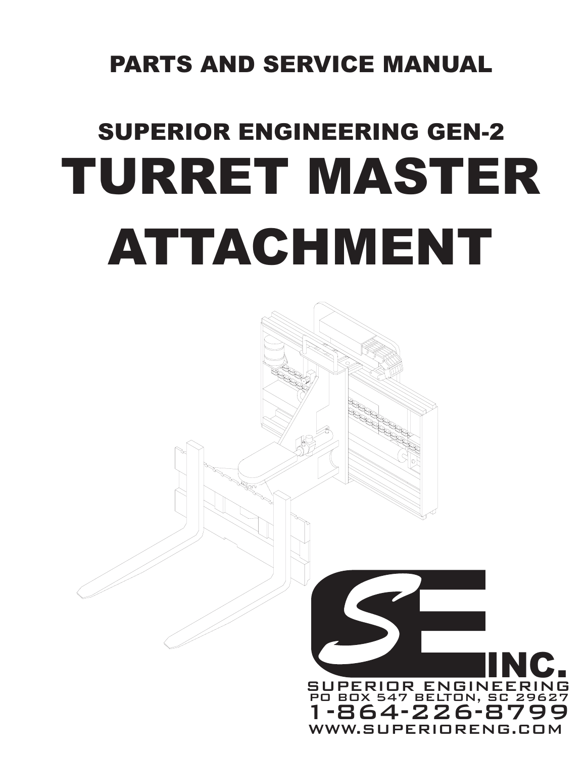# PARTS AND SERVICE MANUAL

## SUPERIOR ENGINEERING GEN-2

# TURRET MASTER ATTACHMENT

SE INC.

SUPERIOR ENGINEERING
PO BOX 547 BELTON, SC 29627
1-864-226-8799
WWW.SUPERIORENG.COM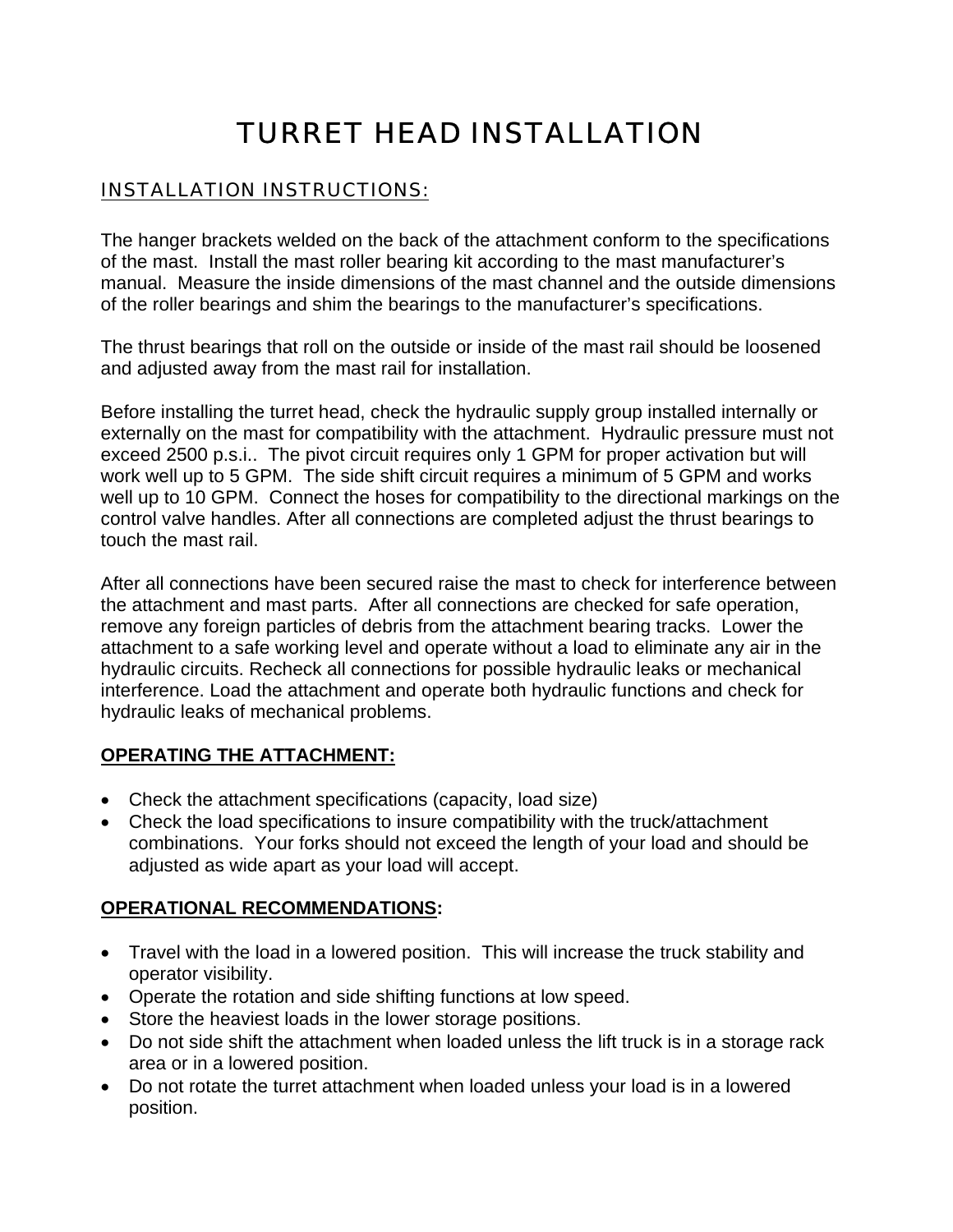# TURRET HEAD INSTALLATION

## INSTALLATION INSTRUCTIONS:

The hanger brackets welded on the back of the attachment conform to the specifications of the mast. Install the mast roller bearing kit according to the mast manufacturer's manual. Measure the inside dimensions of the mast channel and the outside dimensions of the roller bearings and shim the bearings to the manufacturer's specifications.

The thrust bearings that roll on the outside or inside of the mast rail should be loosened and adjusted away from the mast rail for installation.

Before installing the turret head, check the hydraulic supply group installed internally or externally on the mast for compatibility with the attachment. Hydraulic pressure must not exceed 2500 p.s.i.. The pivot circuit requires only 1 GPM for proper activation but will work well up to 5 GPM. The side shift circuit requires a minimum of 5 GPM and works well up to 10 GPM. Connect the hoses for compatibility to the directional markings on the control valve handles. After all connections are completed adjust the thrust bearings to touch the mast rail.

After all connections have been secured raise the mast to check for interference between the attachment and mast parts. After all connections are checked for safe operation, remove any foreign particles of debris from the attachment bearing tracks. Lower the attachment to a safe working level and operate without a load to eliminate any air in the hydraulic circuits. Recheck all connections for possible hydraulic leaks or mechanical interference. Load the attachment and operate both hydraulic functions and check for hydraulic leaks of mechanical problems.

**OPERATING THE ATTACHMENT:**

- Check the attachment specifications (capacity, load size)
- Check the load specifications to insure compatibility with the truck/attachment combinations. Your forks should not exceed the length of your load and should be adjusted as wide apart as your load will accept.

**OPERATIONAL RECOMMENDATIONS:**

- Travel with the load in a lowered position. This will increase the truck stability and operator visibility.
- Operate the rotation and side shifting functions at low speed.
- Store the heaviest loads in the lower storage positions.
- Do not side shift the attachment when loaded unless the lift truck is in a storage rack area or in a lowered position.
- Do not rotate the turret attachment when loaded unless your load is in a lowered position.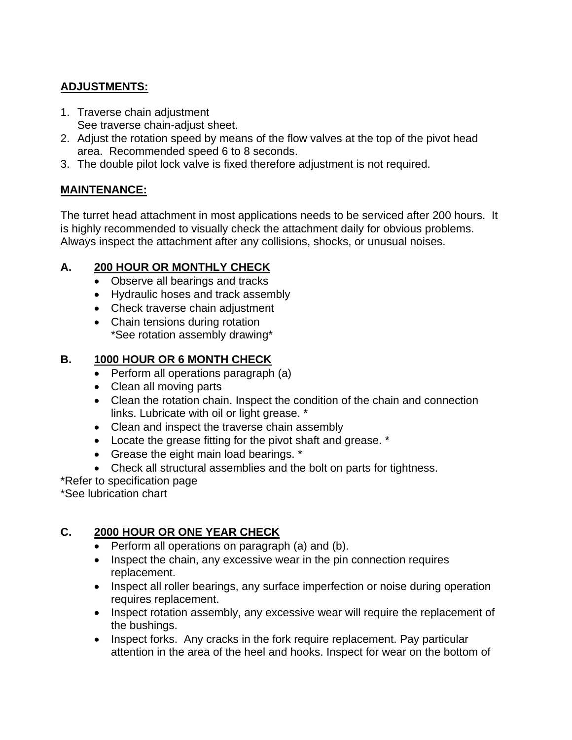## ADJUSTMENTS:

1. Traverse chain adjustment
   See traverse chain-adjust sheet.
2. Adjust the rotation speed by means of the flow valves at the top of the pivot head area. Recommended speed 6 to 8 seconds.
3. The double pilot lock valve is fixed therefore adjustment is not required.

## MAINTENANCE:

The turret head attachment in most applications needs to be serviced after 200 hours. It is highly recommended to visually check the attachment daily for obvious problems. Always inspect the attachment after any collisions, shocks, or unusual noises.

### A. 200 HOUR OR MONTHLY CHECK

- Observe all bearings and tracks
- Hydraulic hoses and track assembly
- Check traverse chain adjustment
- Chain tensions during rotation
  *See rotation assembly drawing*

### B. 1000 HOUR OR 6 MONTH CHECK

- Perform all operations paragraph (a)
- Clean all moving parts
- Clean the rotation chain. Inspect the condition of the chain and connection links. Lubricate with oil or light grease. *
- Clean and inspect the traverse chain assembly
- Locate the grease fitting for the pivot shaft and grease. *
- Grease the eight main load bearings. *
- Check all structural assemblies and the bolt on parts for tightness.

*Refer to specification page
*See lubrication chart

### C. 2000 HOUR OR ONE YEAR CHECK

- Perform all operations on paragraph (a) and (b).
- Inspect the chain, any excessive wear in the pin connection requires replacement.
- Inspect all roller bearings, any surface imperfection or noise during operation requires replacement.
- Inspect rotation assembly, any excessive wear will require the replacement of the bushings.
- Inspect forks. Any cracks in the fork require replacement. Pay particular attention in the area of the heel and hooks. Inspect for wear on the bottom of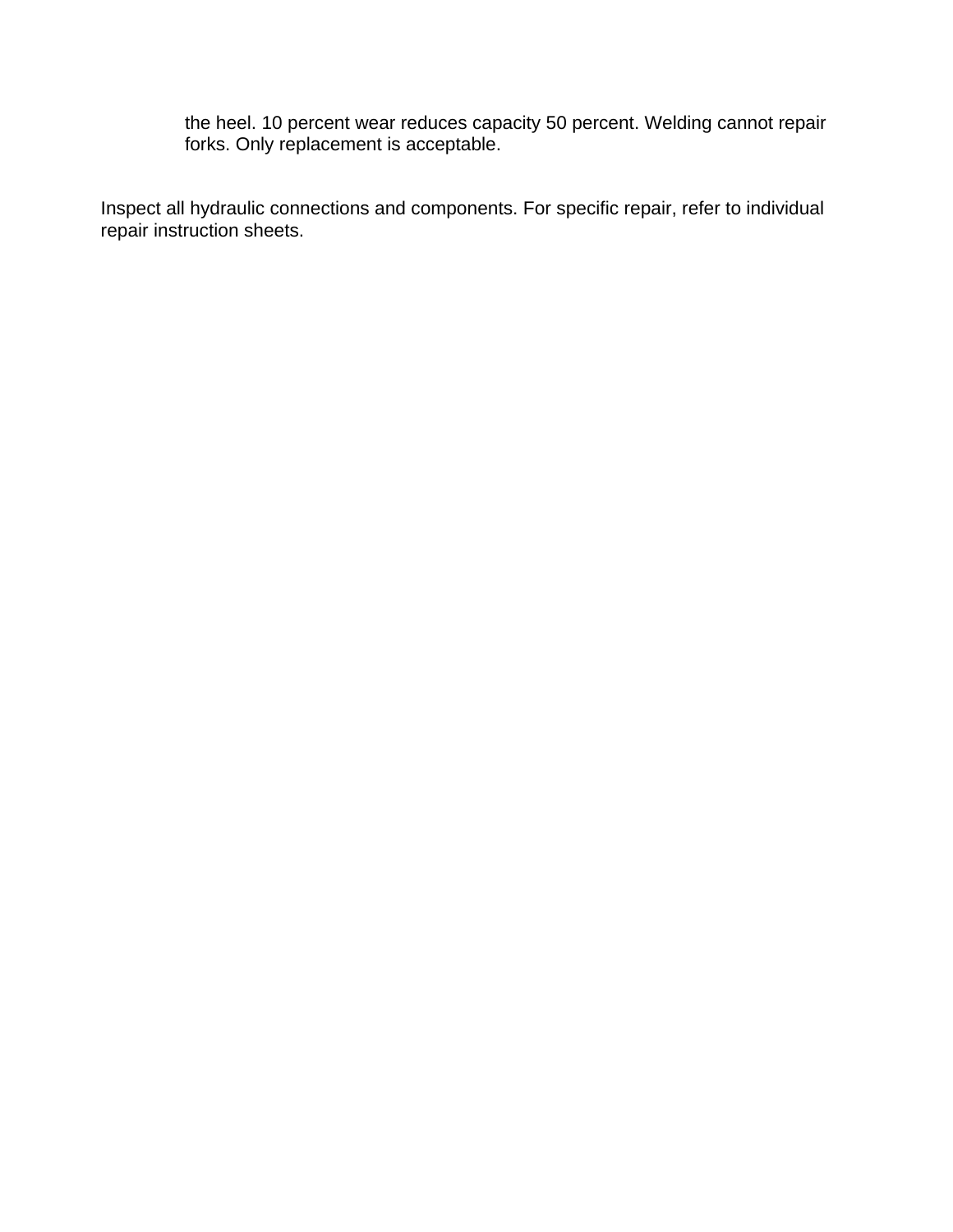the heel. 10 percent wear reduces capacity 50 percent. Welding cannot repair forks. Only replacement is acceptable.

Inspect all hydraulic connections and components. For specific repair, refer to individual repair instruction sheets.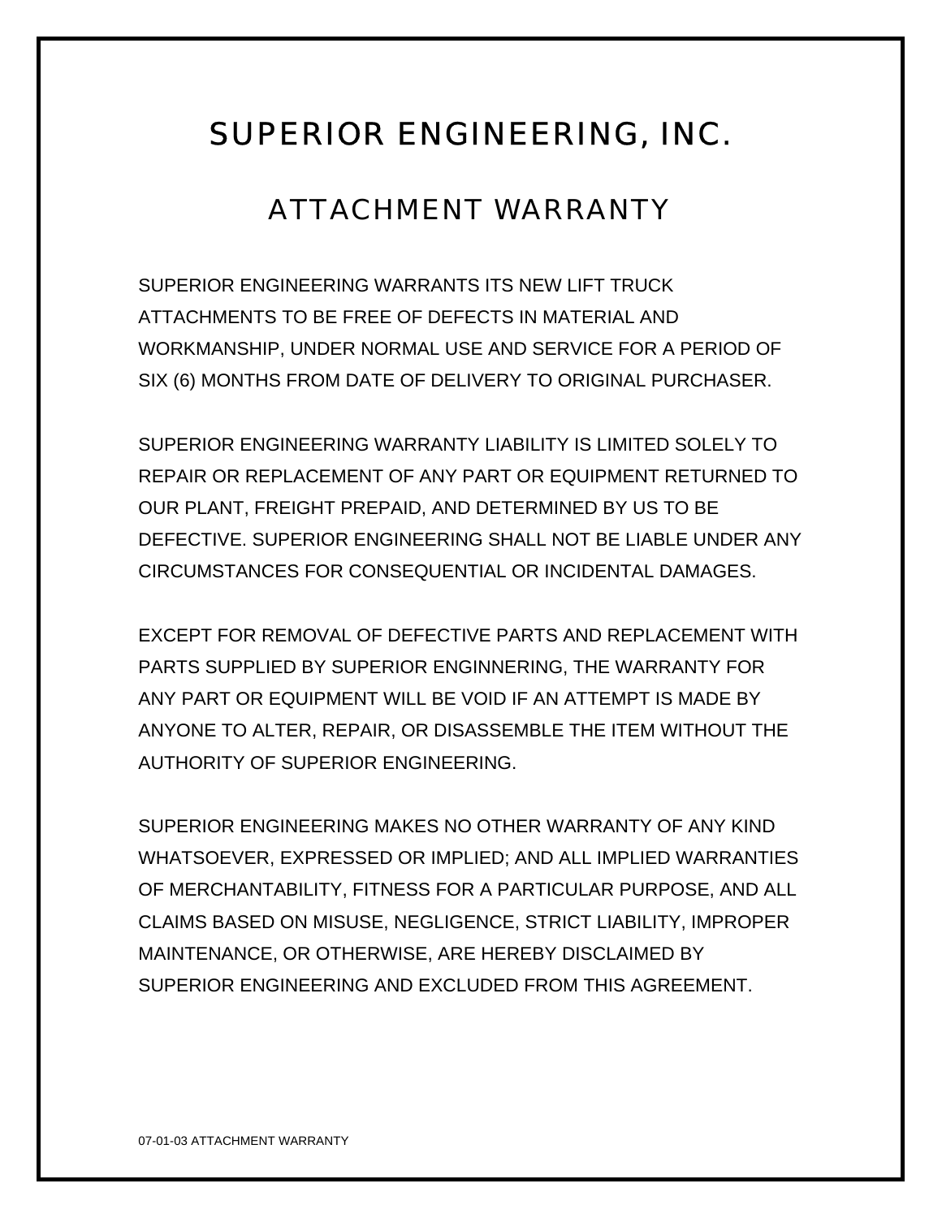# SUPERIOR ENGINEERING, INC.

## ATTACHMENT WARRANTY

SUPERIOR ENGINEERING WARRANTS ITS NEW LIFT TRUCK ATTACHMENTS TO BE FREE OF DEFECTS IN MATERIAL AND WORKMANSHIP, UNDER NORMAL USE AND SERVICE FOR A PERIOD OF SIX (6) MONTHS FROM DATE OF DELIVERY TO ORIGINAL PURCHASER.

SUPERIOR ENGINEERING WARRANTY LIABILITY IS LIMITED SOLELY TO REPAIR OR REPLACEMENT OF ANY PART OR EQUIPMENT RETURNED TO OUR PLANT, FREIGHT PREPAID, AND DETERMINED BY US TO BE DEFECTIVE. SUPERIOR ENGINEERING SHALL NOT BE LIABLE UNDER ANY CIRCUMSTANCES FOR CONSEQUENTIAL OR INCIDENTAL DAMAGES.

EXCEPT FOR REMOVAL OF DEFECTIVE PARTS AND REPLACEMENT WITH PARTS SUPPLIED BY SUPERIOR ENGINNERING, THE WARRANTY FOR ANY PART OR EQUIPMENT WILL BE VOID IF AN ATTEMPT IS MADE BY ANYONE TO ALTER, REPAIR, OR DISASSEMBLE THE ITEM WITHOUT THE AUTHORITY OF SUPERIOR ENGINEERING.

SUPERIOR ENGINEERING MAKES NO OTHER WARRANTY OF ANY KIND WHATSOEVER, EXPRESSED OR IMPLIED; AND ALL IMPLIED WARRANTIES OF MERCHANTABILITY, FITNESS FOR A PARTICULAR PURPOSE, AND ALL CLAIMS BASED ON MISUSE, NEGLIGENCE, STRICT LIABILITY, IMPROPER MAINTENANCE, OR OTHERWISE, ARE HEREBY DISCLAIMED BY SUPERIOR ENGINEERING AND EXCLUDED FROM THIS AGREEMENT.

07-01-03 ATTACHMENT WARRANTY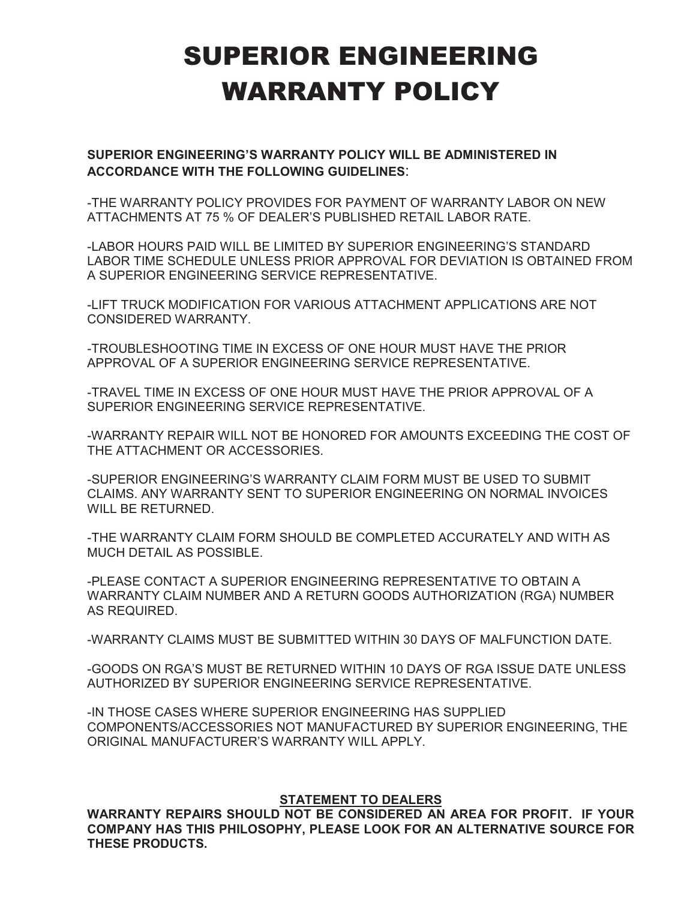# SUPERIOR ENGINEERING WARRANTY POLICY

**SUPERIOR ENGINEERING'S WARRANTY POLICY WILL BE ADMINISTERED IN ACCORDANCE WITH THE FOLLOWING GUIDELINES**:

-THE WARRANTY POLICY PROVIDES FOR PAYMENT OF WARRANTY LABOR ON NEW ATTACHMENTS AT 75 % OF DEALER'S PUBLISHED RETAIL LABOR RATE.

-LABOR HOURS PAID WILL BE LIMITED BY SUPERIOR ENGINEERING'S STANDARD LABOR TIME SCHEDULE UNLESS PRIOR APPROVAL FOR DEVIATION IS OBTAINED FROM A SUPERIOR ENGINEERING SERVICE REPRESENTATIVE.

-LIFT TRUCK MODIFICATION FOR VARIOUS ATTACHMENT APPLICATIONS ARE NOT CONSIDERED WARRANTY.

-TROUBLESHOOTING TIME IN EXCESS OF ONE HOUR MUST HAVE THE PRIOR APPROVAL OF A SUPERIOR ENGINEERING SERVICE REPRESENTATIVE.

-TRAVEL TIME IN EXCESS OF ONE HOUR MUST HAVE THE PRIOR APPROVAL OF A SUPERIOR ENGINEERING SERVICE REPRESENTATIVE.

-WARRANTY REPAIR WILL NOT BE HONORED FOR AMOUNTS EXCEEDING THE COST OF THE ATTACHMENT OR ACCESSORIES.

-SUPERIOR ENGINEERING'S WARRANTY CLAIM FORM MUST BE USED TO SUBMIT CLAIMS. ANY WARRANTY SENT TO SUPERIOR ENGINEERING ON NORMAL INVOICES WILL BE RETURNED.

-THE WARRANTY CLAIM FORM SHOULD BE COMPLETED ACCURATELY AND WITH AS MUCH DETAIL AS POSSIBLE.

-PLEASE CONTACT A SUPERIOR ENGINEERING REPRESENTATIVE TO OBTAIN A WARRANTY CLAIM NUMBER AND A RETURN GOODS AUTHORIZATION (RGA) NUMBER AS REQUIRED.

-WARRANTY CLAIMS MUST BE SUBMITTED WITHIN 30 DAYS OF MALFUNCTION DATE.

-GOODS ON RGA'S MUST BE RETURNED WITHIN 10 DAYS OF RGA ISSUE DATE UNLESS AUTHORIZED BY SUPERIOR ENGINEERING SERVICE REPRESENTATIVE.

-IN THOSE CASES WHERE SUPERIOR ENGINEERING HAS SUPPLIED COMPONENTS/ACCESSORIES NOT MANUFACTURED BY SUPERIOR ENGINEERING, THE ORIGINAL MANUFACTURER'S WARRANTY WILL APPLY.

**STATEMENT TO DEALERS**

**WARRANTY REPAIRS SHOULD NOT BE CONSIDERED AN AREA FOR PROFIT. IF YOUR COMPANY HAS THIS PHILOSOPHY, PLEASE LOOK FOR AN ALTERNATIVE SOURCE FOR THESE PRODUCTS.**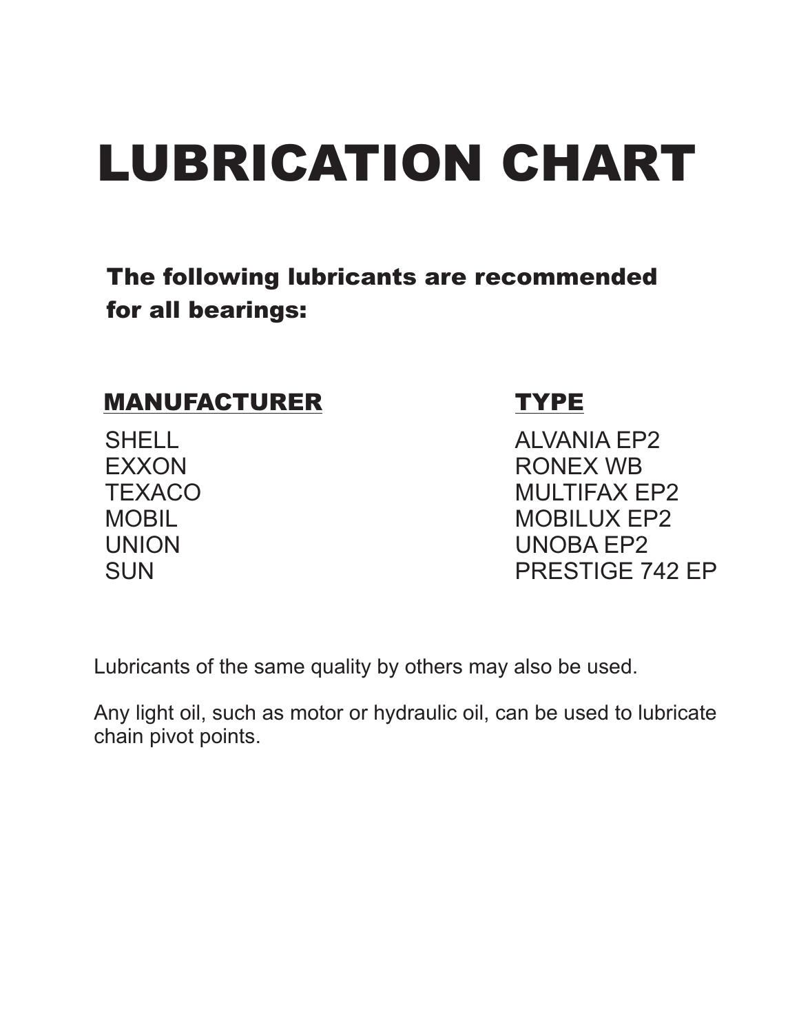# LUBRICATION CHART

**The following lubricants are recommended for all bearings:**

| MANUFACTURER | TYPE |
| --- | --- |
| SHELL | ALVANIA EP2 |
| EXXON | RONEX WB |
| TEXACO | MULTIFAX EP2 |
| MOBIL | MOBILUX EP2 |
| UNION | UNOBA EP2 |
| SUN | PRESTIGE 742 EP |

Lubricants of the same quality by others may also be used.

Any light oil, such as motor or hydraulic oil, can be used to lubricate chain pivot points.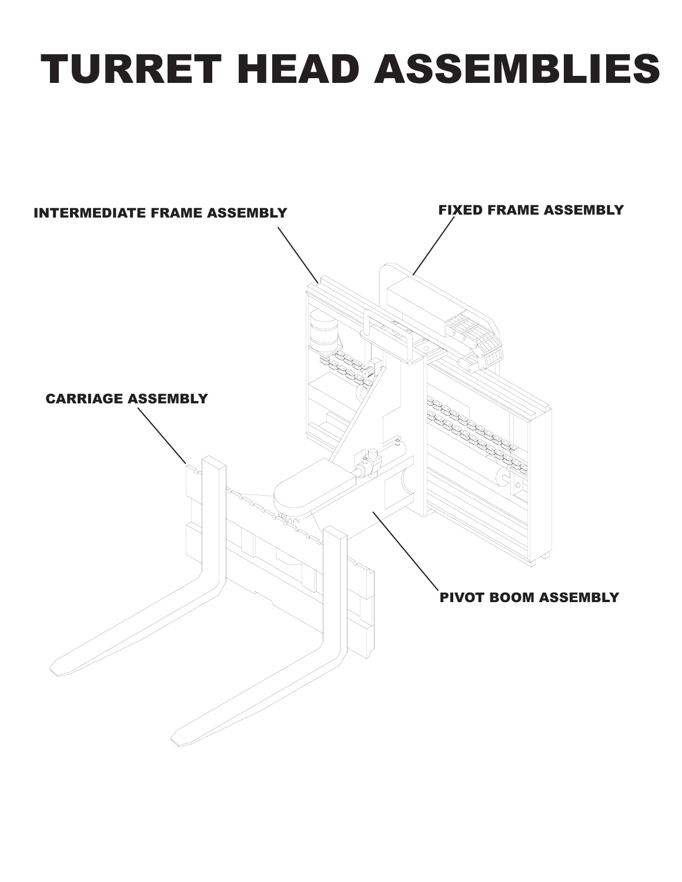# TURRET HEAD ASSEMBLIES

INTERMEDIATE FRAME ASSEMBLY

FIXED FRAME ASSEMBLY

CARRIAGE ASSEMBLY

PIVOT BOOM ASSEMBLY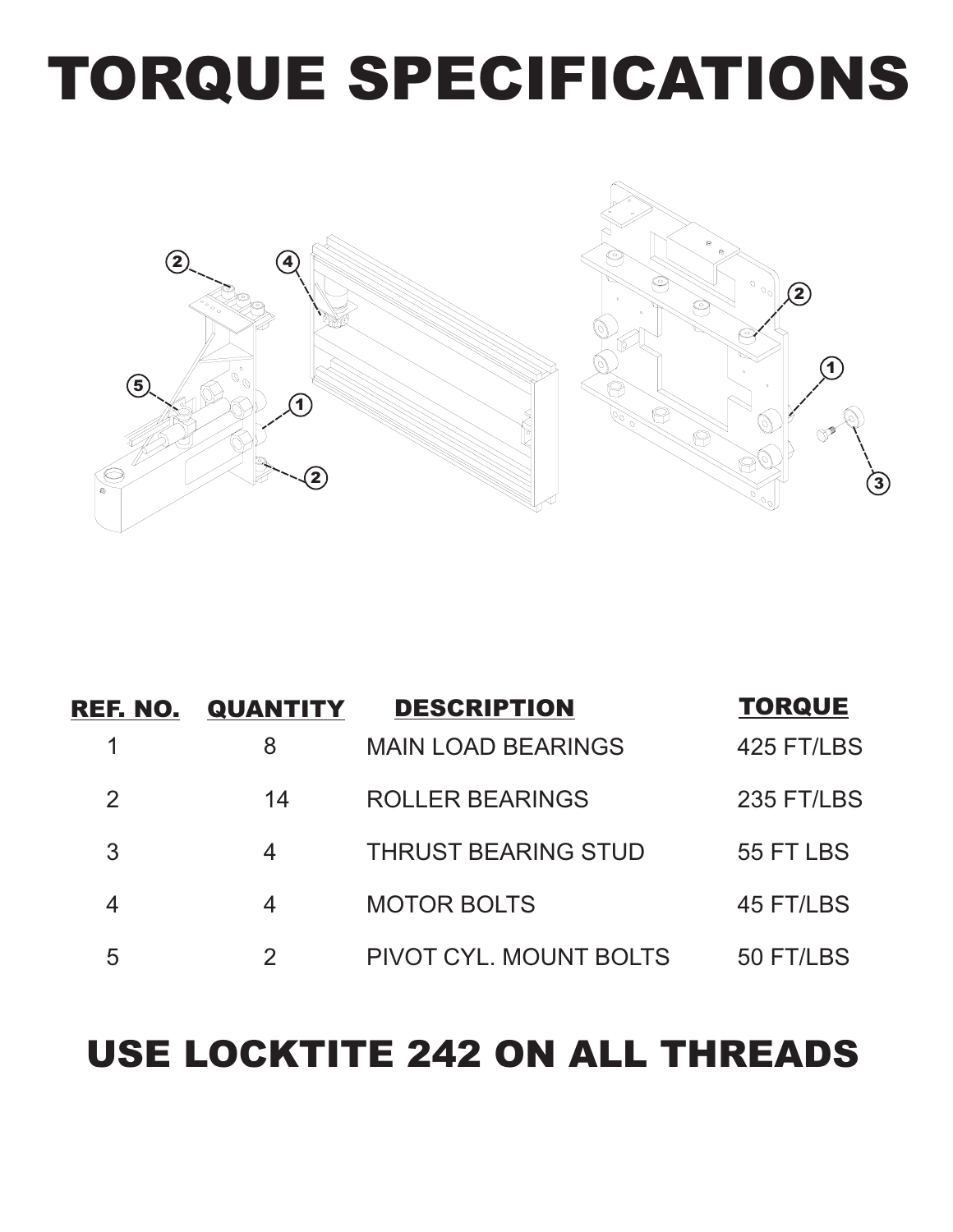# TORQUE SPECIFICATIONS

| REF. NO. | QUANTITY | DESCRIPTION | TORQUE |
|---|---|---|---|
| 1 | 8 | MAIN LOAD BEARINGS | 425 FT/LBS |
| 2 | 14 | ROLLER BEARINGS | 235 FT/LBS |
| 3 | 4 | THRUST BEARING STUD | 55 FT LBS |
| 4 | 4 | MOTOR BOLTS | 45 FT/LBS |
| 5 | 2 | PIVOT CYL. MOUNT BOLTS | 50 FT/LBS |

## USE LOCKTITE 242 ON ALL THREADS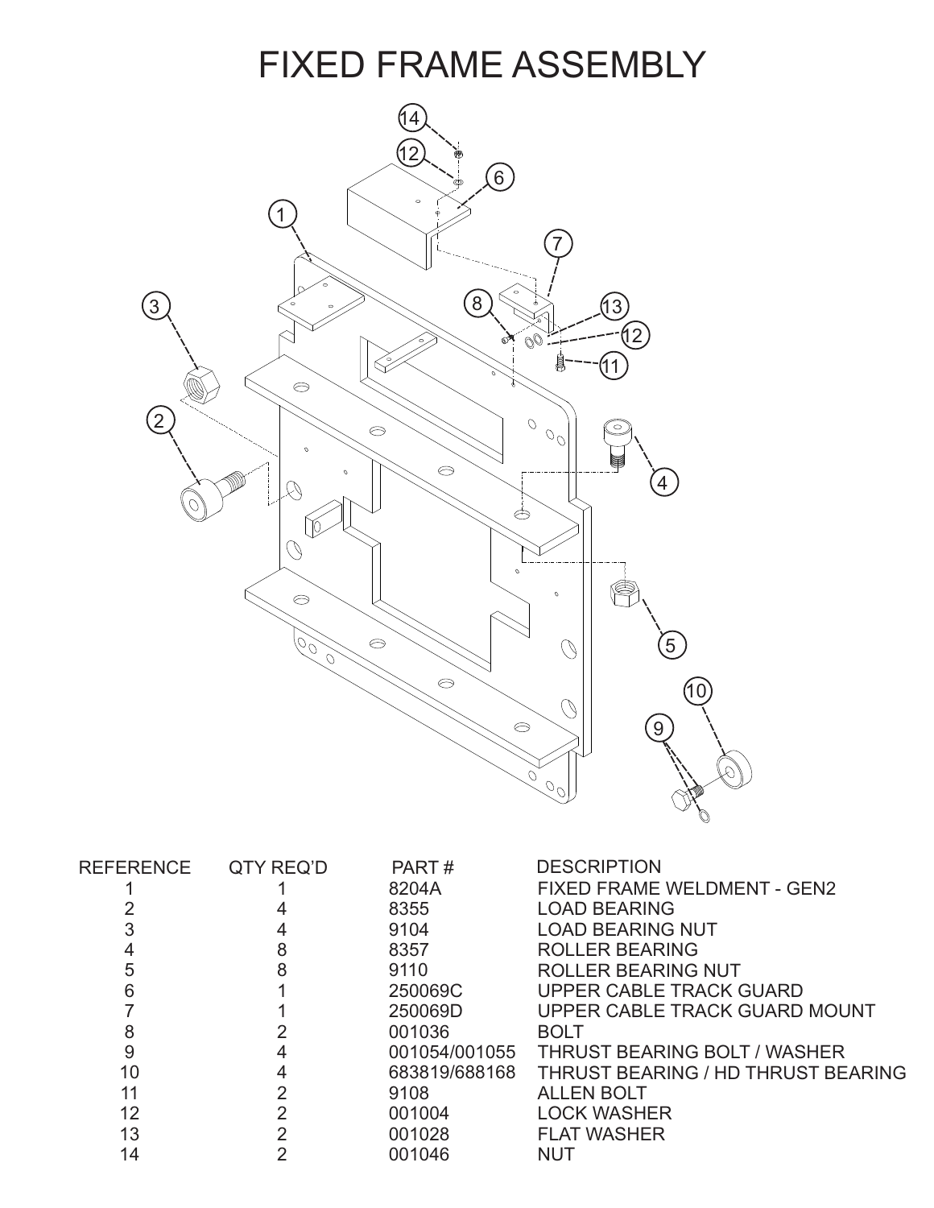# FIXED FRAME ASSEMBLY

| REFERENCE | QTY REQ'D | PART # | DESCRIPTION |
|---|---|---|---|
| 1 | 1 | 8204A | FIXED FRAME WELDMENT - GEN2 |
| 2 | 4 | 8355 | LOAD BEARING |
| 3 | 4 | 9104 | LOAD BEARING NUT |
| 4 | 8 | 8357 | ROLLER BEARING |
| 5 | 8 | 9110 | ROLLER BEARING NUT |
| 6 | 1 | 250069C | UPPER CABLE TRACK GUARD |
| 7 | 1 | 250069D | UPPER CABLE TRACK GUARD MOUNT |
| 8 | 2 | 001036 | BOLT |
| 9 | 4 | 001054/001055 | THRUST BEARING BOLT / WASHER |
| 10 | 4 | 683819/688168 | THRUST BEARING / HD THRUST BEARING |
| 11 | 2 | 9108 | ALLEN BOLT |
| 12 | 2 | 001004 | LOCK WASHER |
| 13 | 2 | 001028 | FLAT WASHER |
| 14 | 2 | 001046 | NUT |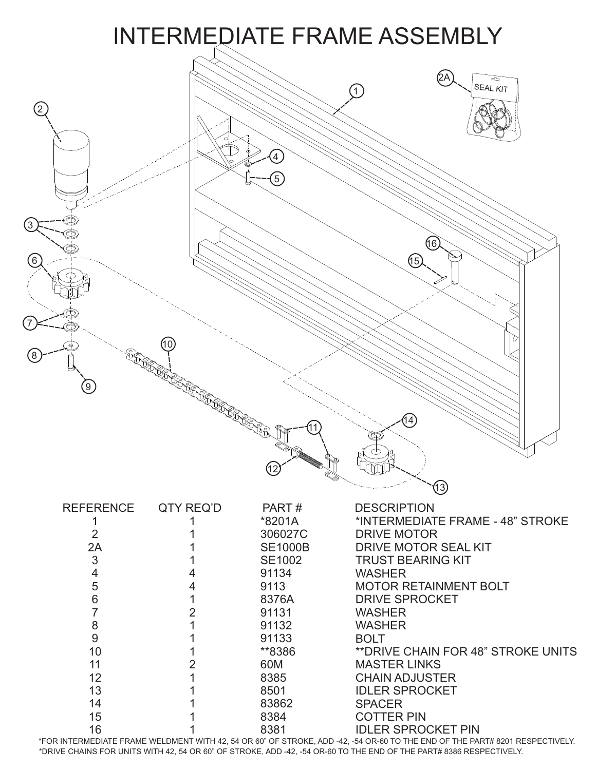# INTERMEDIATE FRAME ASSEMBLY

| REFERENCE | QTY REQ'D | PART # | DESCRIPTION |
|---|---|---|---|
| 1 | 1 | *8201A | *INTERMEDIATE FRAME - 48" STROKE |
| 2 | 1 | 306027C | DRIVE MOTOR |
| 2A | 1 | SE1000B | DRIVE MOTOR SEAL KIT |
| 3 | 1 | SE1002 | TRUST BEARING KIT |
| 4 | 4 | 91134 | WASHER |
| 5 | 4 | 9113 | MOTOR RETAINMENT BOLT |
| 6 | 1 | 8376A | DRIVE SPROCKET |
| 7 | 2 | 91131 | WASHER |
| 8 | 1 | 91132 | WASHER |
| 9 | 1 | 91133 | BOLT |
| 10 | 1 | **8386 | **DRIVE CHAIN FOR 48" STROKE UNITS |
| 11 | 2 | 60M | MASTER LINKS |
| 12 | 1 | 8385 | CHAIN ADJUSTER |
| 13 | 1 | 8501 | IDLER SPROCKET |
| 14 | 1 | 83862 | SPACER |
| 15 | 1 | 8384 | COTTER PIN |
| 16 | 1 | 8381 | IDLER SPROCKET PIN |

*FOR INTERMEDIATE FRAME WELDMENT WITH 42, 54 OR 60" OF STROKE, ADD -42, -54 OR-60 TO THE END OF THE PART# 8201 RESPECTIVELY.

*DRIVE CHAINS FOR UNITS WITH 42, 54 OR 60" OF STROKE, ADD -42, -54 OR-60 TO THE END OF THE PART# 8386 RESPECTIVELY.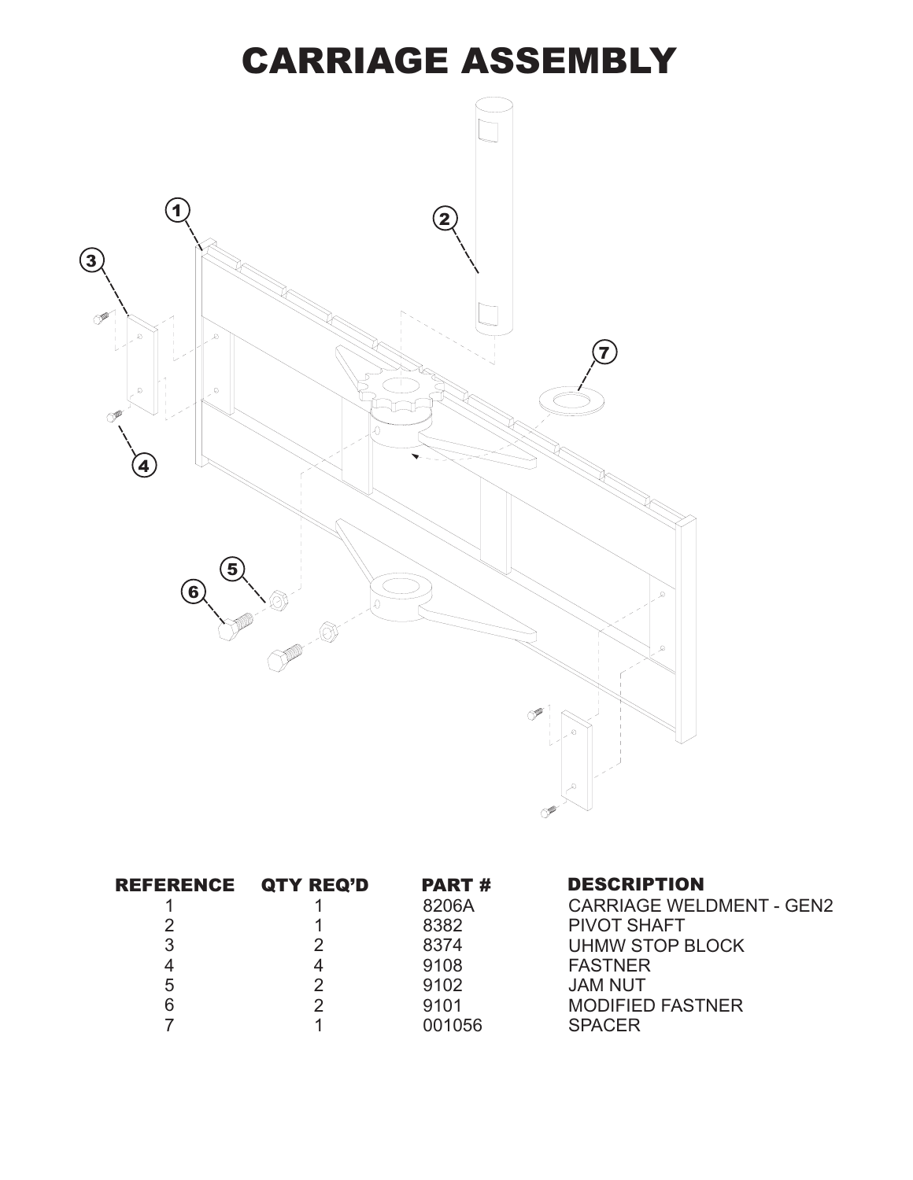# CARRIAGE ASSEMBLY

| REFERENCE | QTY REQ'D | PART # | DESCRIPTION |
|---|---|---|---|
| 1 | 1 | 8206A | CARRIAGE WELDMENT - GEN2 |
| 2 | 1 | 8382 | PIVOT SHAFT |
| 3 | 2 | 8374 | UHMW STOP BLOCK |
| 4 | 4 | 9108 | FASTNER |
| 5 | 2 | 9102 | JAM NUT |
| 6 | 2 | 9101 | MODIFIED FASTNER |
| 7 | 1 | 001056 | SPACER |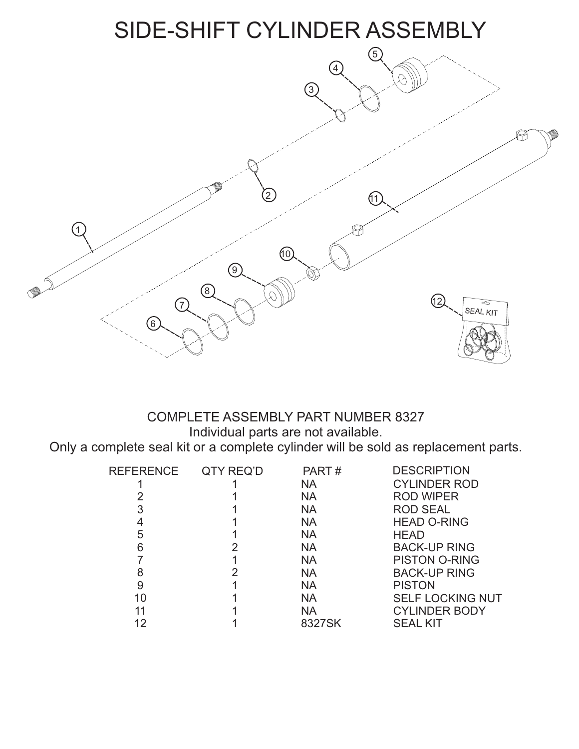# SIDE-SHIFT CYLINDER ASSEMBLY

COMPLETE ASSEMBLY PART NUMBER 8327

Individual parts are not available.

Only a complete seal kit or a complete cylinder will be sold as replacement parts.

| REFERENCE | QTY REQ'D | PART # | DESCRIPTION |
|---|---|---|---|
| 1 | 1 | NA | CYLINDER ROD |
| 2 | 1 | NA | ROD WIPER |
| 3 | 1 | NA | ROD SEAL |
| 4 | 1 | NA | HEAD O-RING |
| 5 | 1 | NA | HEAD |
| 6 | 2 | NA | BACK-UP RING |
| 7 | 1 | NA | PISTON O-RING |
| 8 | 2 | NA | BACK-UP RING |
| 9 | 1 | NA | PISTON |
| 10 | 1 | NA | SELF LOCKING NUT |
| 11 | 1 | NA | CYLINDER BODY |
| 12 | 1 | 8327SK | SEAL KIT |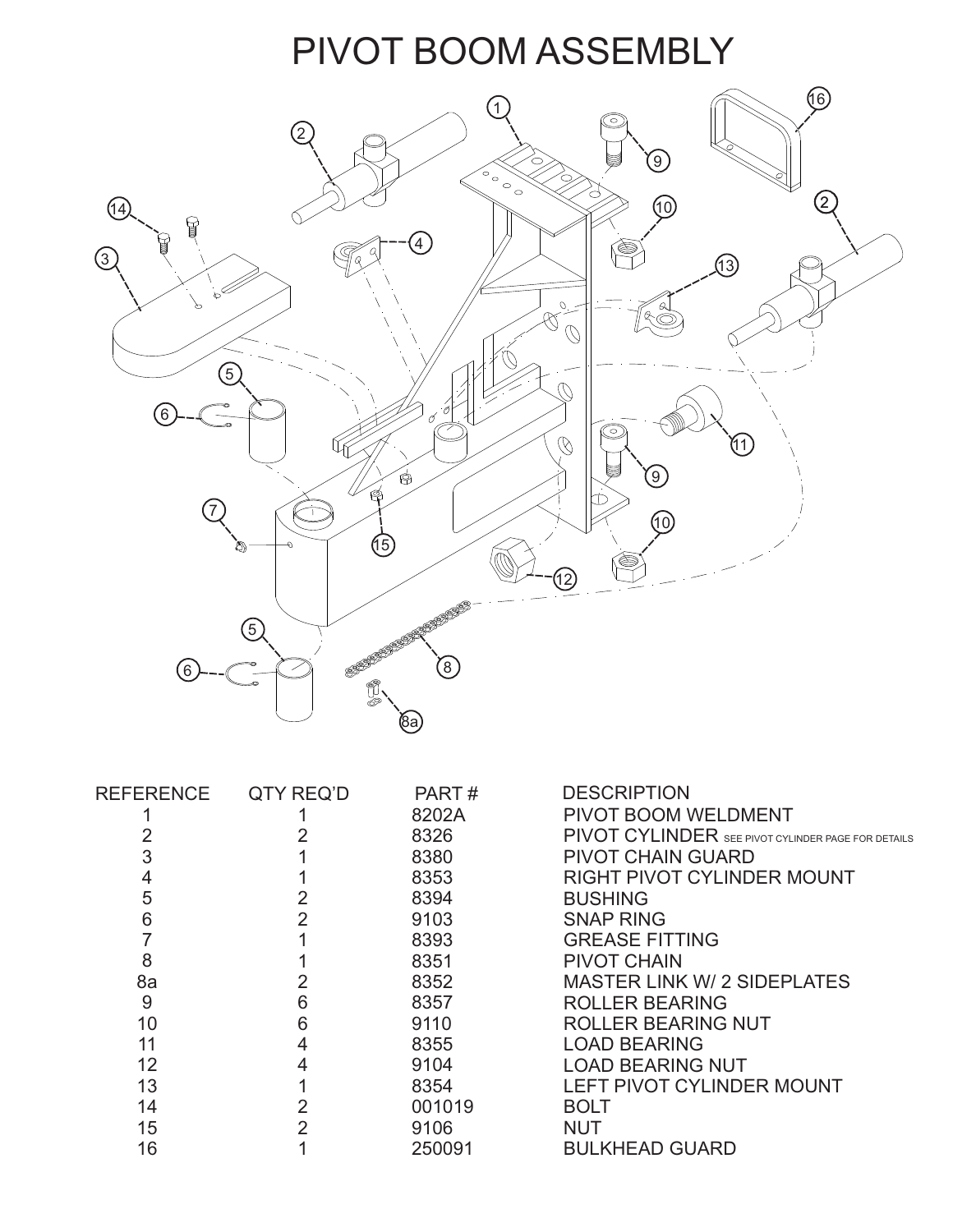# PIVOT BOOM ASSEMBLY

| REFERENCE | QTY REQ'D | PART # | DESCRIPTION |
|---|---|---|---|
| 1 | 1 | 8202A | PIVOT BOOM WELDMENT |
| 2 | 2 | 8326 | PIVOT CYLINDER SEE PIVOT CYLINDER PAGE FOR DETAILS |
| 3 | 1 | 8380 | PIVOT CHAIN GUARD |
| 4 | 1 | 8353 | RIGHT PIVOT CYLINDER MOUNT |
| 5 | 2 | 8394 | BUSHING |
| 6 | 2 | 9103 | SNAP RING |
| 7 | 1 | 8393 | GREASE FITTING |
| 8 | 1 | 8351 | PIVOT CHAIN |
| 8a | 2 | 8352 | MASTER LINK W/ 2 SIDEPLATES |
| 9 | 6 | 8357 | ROLLER BEARING |
| 10 | 6 | 9110 | ROLLER BEARING NUT |
| 11 | 4 | 8355 | LOAD BEARING |
| 12 | 4 | 9104 | LOAD BEARING NUT |
| 13 | 1 | 8354 | LEFT PIVOT CYLINDER MOUNT |
| 14 | 2 | 001019 | BOLT |
| 15 | 2 | 9106 | NUT |
| 16 | 1 | 250091 | BULKHEAD GUARD |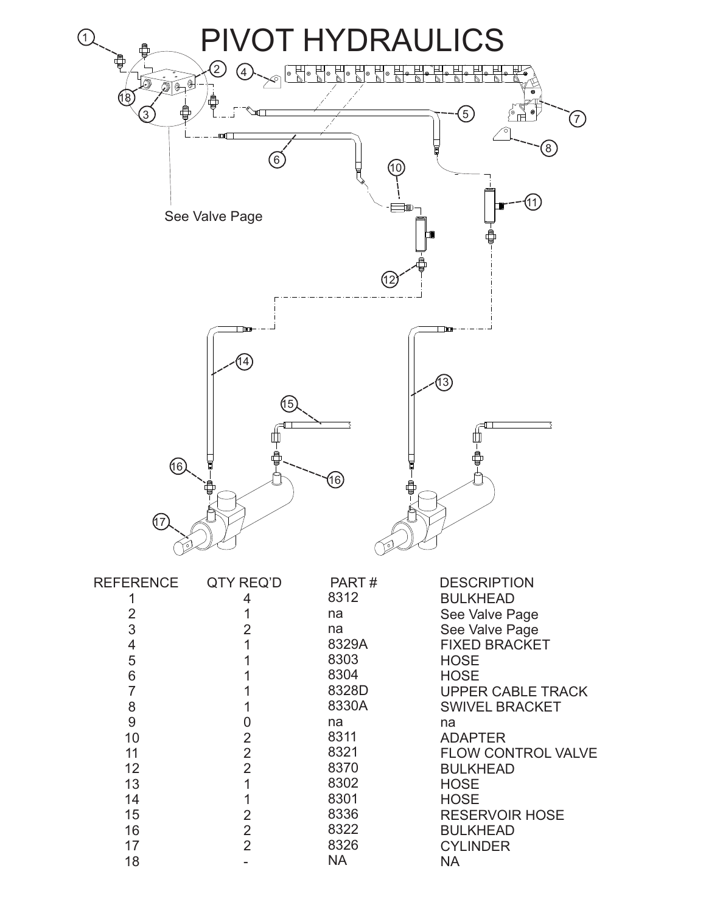# PIVOT HYDRAULICS

See Valve Page

| REFERENCE | QTY REQ'D | PART # | DESCRIPTION |
|---|---|---|---|
| 1 | 4 | 8312 | BULKHEAD |
| 2 | 1 | na | See Valve Page |
| 3 | 2 | na | See Valve Page |
| 4 | 1 | 8329A | FIXED BRACKET |
| 5 | 1 | 8303 | HOSE |
| 6 | 1 | 8304 | HOSE |
| 7 | 1 | 8328D | UPPER CABLE TRACK |
| 8 | 1 | 8330A | SWIVEL BRACKET |
| 9 | 0 | na | na |
| 10 | 2 | 8311 | ADAPTER |
| 11 | 2 | 8321 | FLOW CONTROL VALVE |
| 12 | 2 | 8370 | BULKHEAD |
| 13 | 1 | 8302 | HOSE |
| 14 | 1 | 8301 | HOSE |
| 15 | 2 | 8336 | RESERVOIR HOSE |
| 16 | 2 | 8322 | BULKHEAD |
| 17 | 2 | 8326 | CYLINDER |
| 18 | - | NA | NA |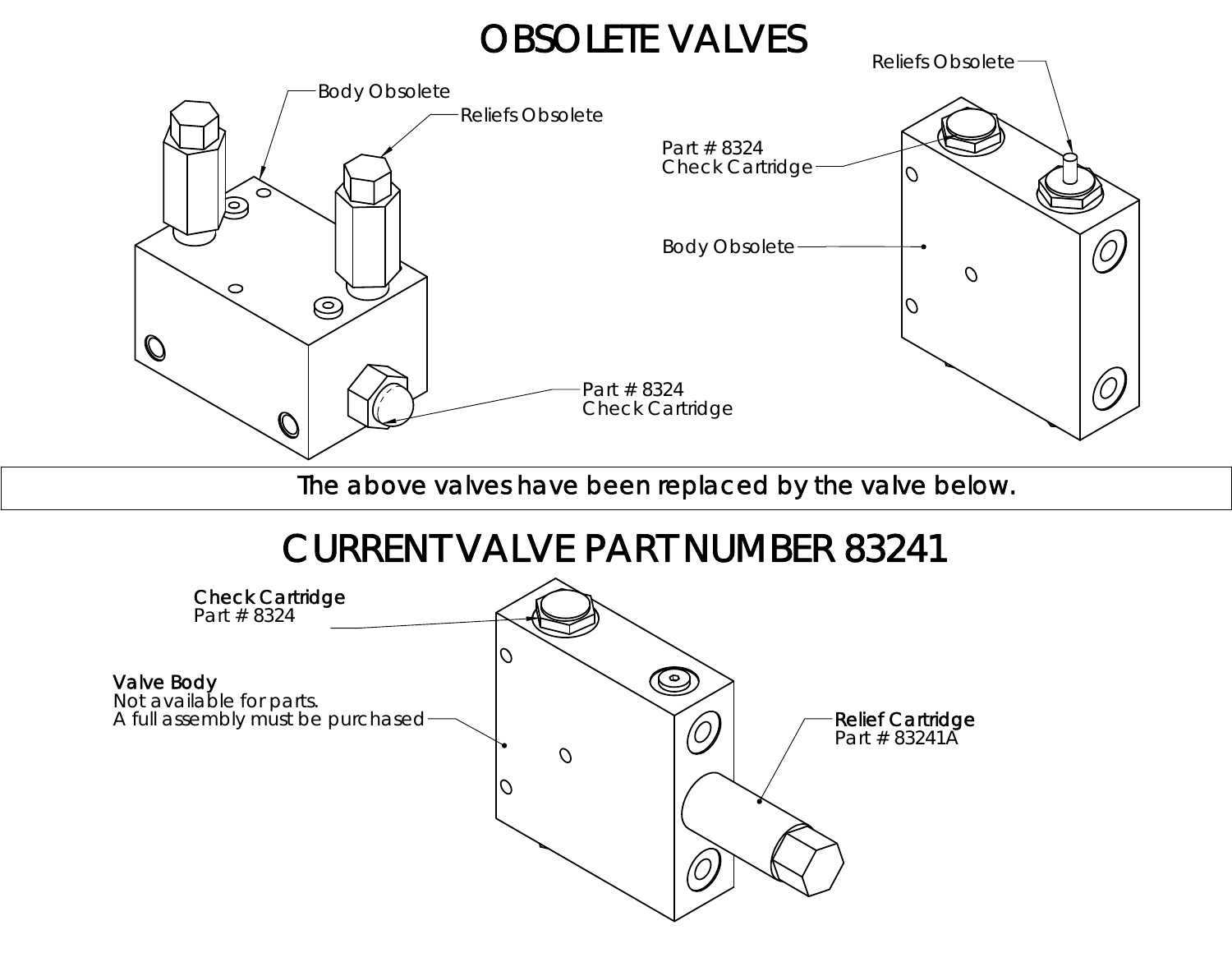# OBSOLETE VALVES

Body Obsolete

Reliefs Obsolete

Part # 8324
Check Cartridge

Reliefs Obsolete

Part # 8324
Check Cartridge

Body Obsolete

The above valves have been replaced by the valve below.

# CURRENT VALVE PART NUMBER 83241

Check Cartridge
Part # 8324

Valve Body
Not available for parts.
A full assembly must be purchased

Relief Cartridge
Part # 83241A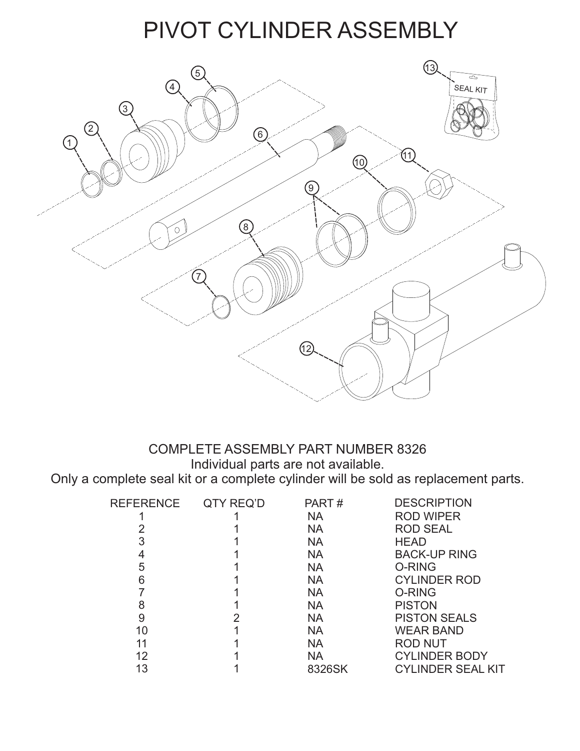# PIVOT CYLINDER ASSEMBLY

COMPLETE ASSEMBLY PART NUMBER 8326
Individual parts are not available.
Only a complete seal kit or a complete cylinder will be sold as replacement parts.

| REFERENCE | QTY REQ'D | PART # | DESCRIPTION |
|---|---|---|---|
| 1 | 1 | NA | ROD WIPER |
| 2 | 1 | NA | ROD SEAL |
| 3 | 1 | NA | HEAD |
| 4 | 1 | NA | BACK-UP RING |
| 5 | 1 | NA | O-RING |
| 6 | 1 | NA | CYLINDER ROD |
| 7 | 1 | NA | O-RING |
| 8 | 1 | NA | PISTON |
| 9 | 2 | NA | PISTON SEALS |
| 10 | 1 | NA | WEAR BAND |
| 11 | 1 | NA | ROD NUT |
| 12 | 1 | NA | CYLINDER BODY |
| 13 | 1 | 8326SK | CYLINDER SEAL KIT |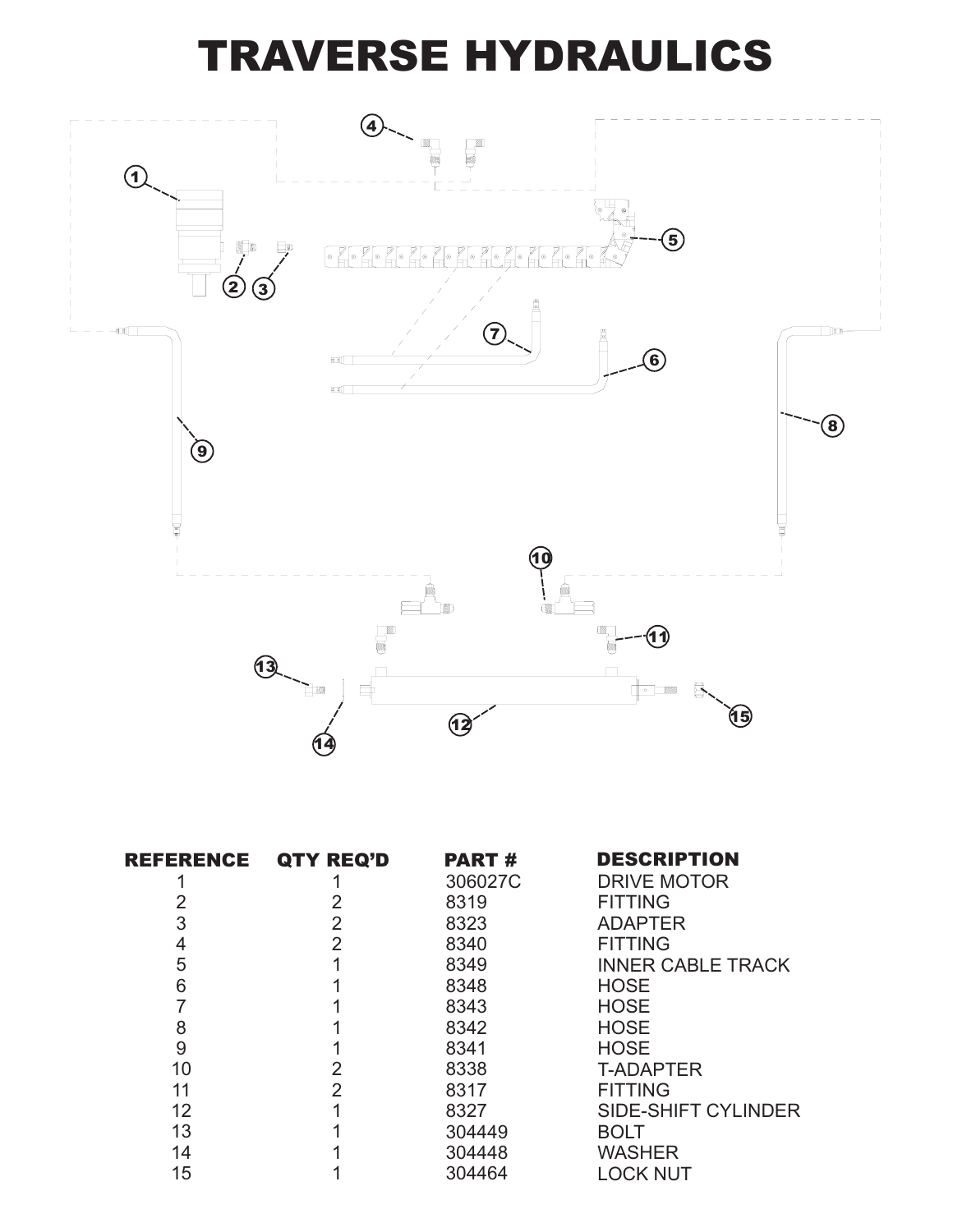# TRAVERSE HYDRAULICS

| REFERENCE | QTY REQ'D | PART # | DESCRIPTION |
|---|---|---|---|
| 1 | 1 | 306027C | DRIVE MOTOR |
| 2 | 2 | 8319 | FITTING |
| 3 | 2 | 8323 | ADAPTER |
| 4 | 2 | 8340 | FITTING |
| 5 | 1 | 8349 | INNER CABLE TRACK |
| 6 | 1 | 8348 | HOSE |
| 7 | 1 | 8343 | HOSE |
| 8 | 1 | 8342 | HOSE |
| 9 | 1 | 8341 | HOSE |
| 10 | 2 | 8338 | T-ADAPTER |
| 11 | 2 | 8317 | FITTING |
| 12 | 1 | 8327 | SIDE-SHIFT CYLINDER |
| 13 | 1 | 304449 | BOLT |
| 14 | 1 | 304448 | WASHER |
| 15 | 1 | 304464 | LOCK NUT |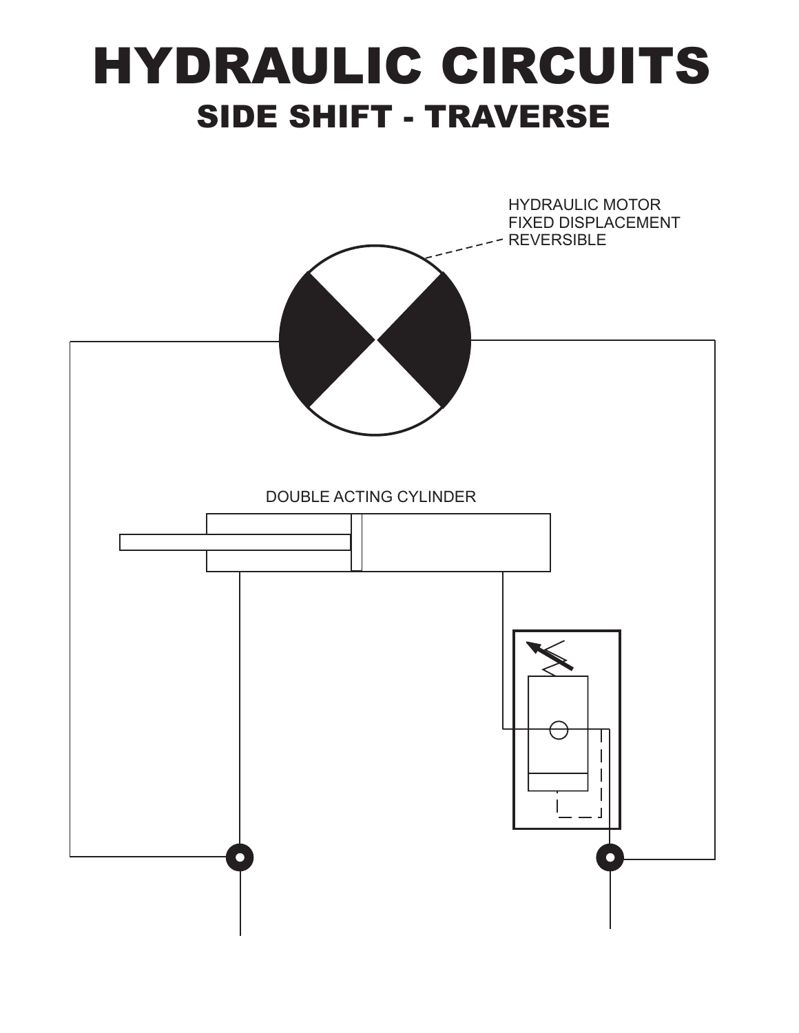# HYDRAULIC CIRCUITS

## SIDE SHIFT - TRAVERSE

HYDRAULIC MOTOR
FIXED DISPLACEMENT
REVERSIBLE

DOUBLE ACTING CYLINDER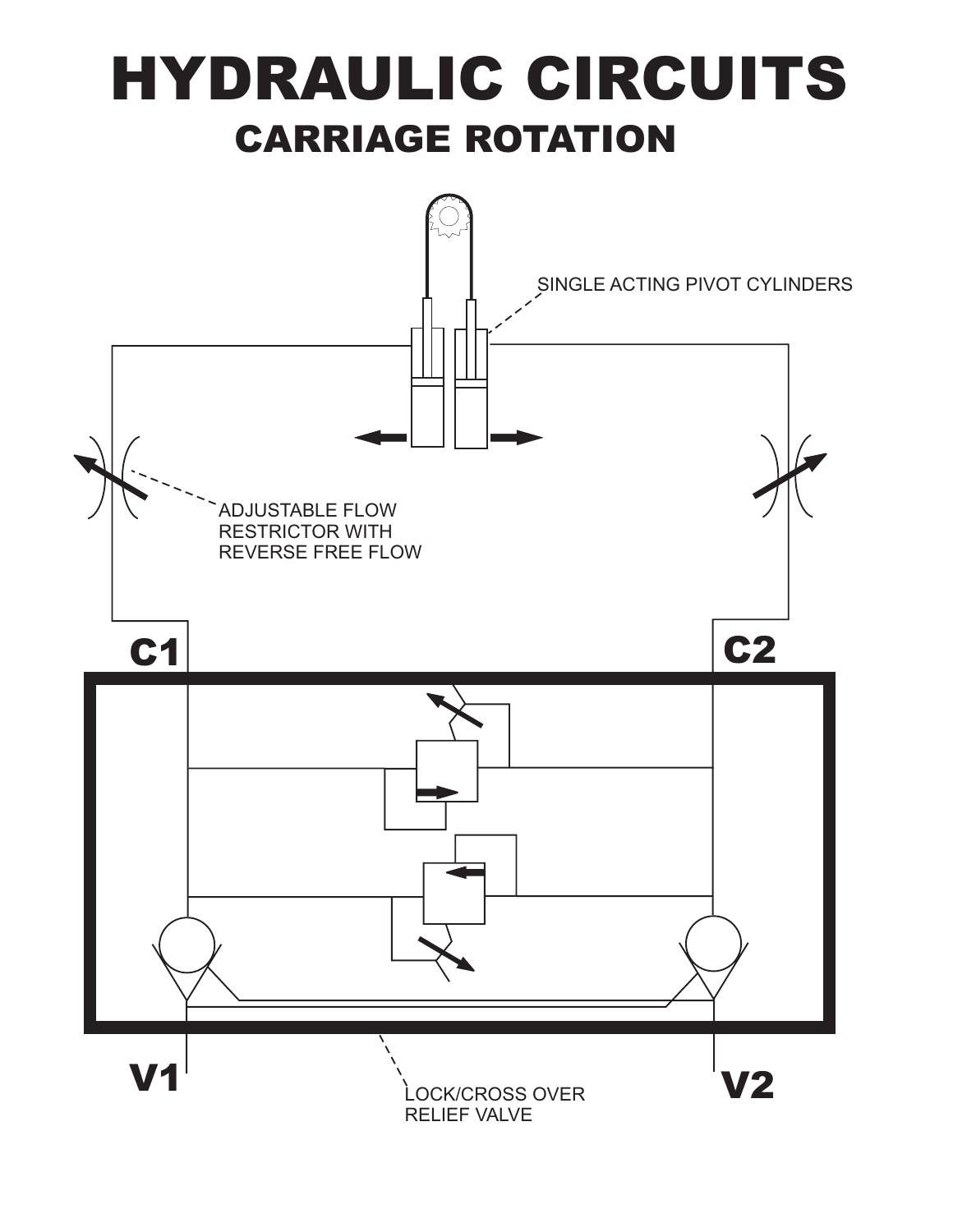# HYDRAULIC CIRCUITS

## CARRIAGE ROTATION

SINGLE ACTING PIVOT CYLINDERS

ADJUSTABLE FLOW RESTRICTOR WITH REVERSE FREE FLOW

C1

C2

V1

V2

LOCK/CROSS OVER RELIEF VALVE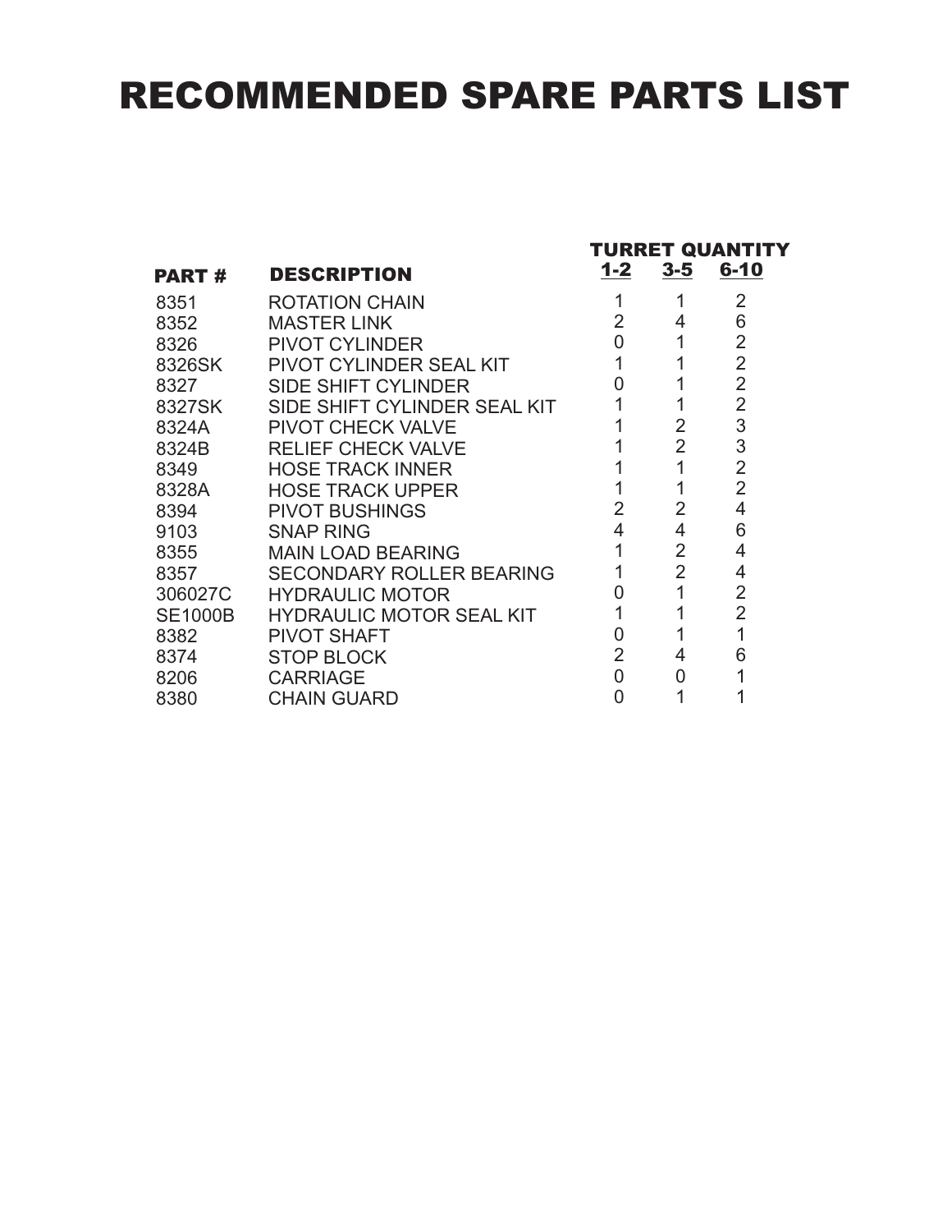# RECOMMENDED SPARE PARTS LIST

| PART # | DESCRIPTION | TURRET QUANTITY 1-2 | 3-5 | 6-10 |
|---|---|---|---|---|
| 8351 | ROTATION CHAIN | 1 | 1 | 2 |
| 8352 | MASTER LINK | 2 | 4 | 6 |
| 8326 | PIVOT CYLINDER | 0 | 1 | 2 |
| 8326SK | PIVOT CYLINDER SEAL KIT | 1 | 1 | 2 |
| 8327 | SIDE SHIFT CYLINDER | 0 | 1 | 2 |
| 8327SK | SIDE SHIFT CYLINDER SEAL KIT | 1 | 1 | 2 |
| 8324A | PIVOT CHECK VALVE | 1 | 2 | 3 |
| 8324B | RELIEF CHECK VALVE | 1 | 2 | 3 |
| 8349 | HOSE TRACK INNER | 1 | 1 | 2 |
| 8328A | HOSE TRACK UPPER | 1 | 1 | 2 |
| 8394 | PIVOT BUSHINGS | 2 | 2 | 4 |
| 9103 | SNAP RING | 4 | 4 | 6 |
| 8355 | MAIN LOAD BEARING | 1 | 2 | 4 |
| 8357 | SECONDARY ROLLER BEARING | 1 | 2 | 4 |
| 306027C | HYDRAULIC MOTOR | 0 | 1 | 2 |
| SE1000B | HYDRAULIC MOTOR SEAL KIT | 1 | 1 | 2 |
| 8382 | PIVOT SHAFT | 0 | 1 | 1 |
| 8374 | STOP BLOCK | 2 | 4 | 6 |
| 8206 | CARRIAGE | 0 | 0 | 1 |
| 8380 | CHAIN GUARD | 0 | 1 | 1 |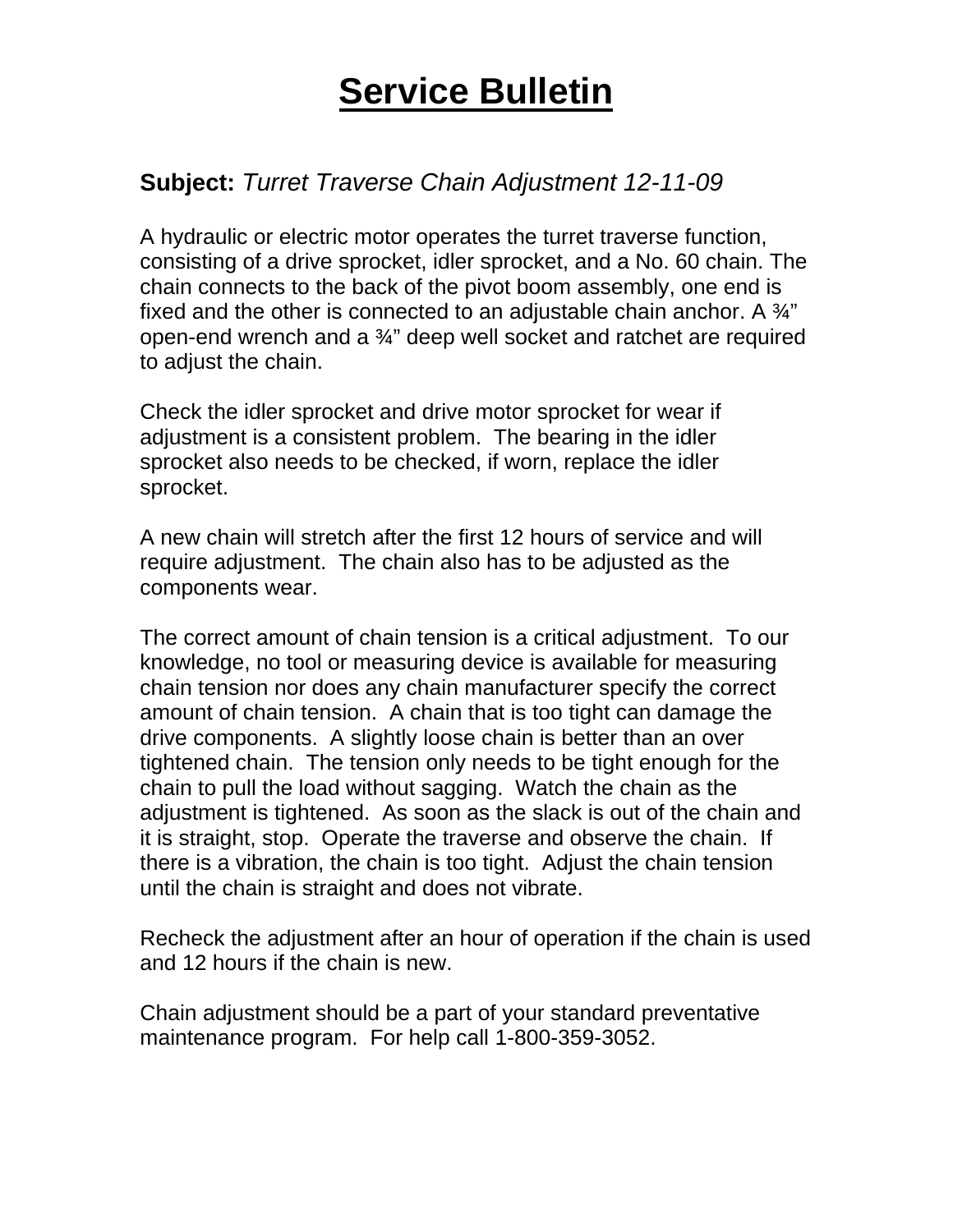# Service Bulletin

**Subject:** *Turret Traverse Chain Adjustment 12-11-09*

A hydraulic or electric motor operates the turret traverse function, consisting of a drive sprocket, idler sprocket, and a No. 60 chain. The chain connects to the back of the pivot boom assembly, one end is fixed and the other is connected to an adjustable chain anchor. A ¾" open-end wrench and a ¾" deep well socket and ratchet are required to adjust the chain.

Check the idler sprocket and drive motor sprocket for wear if adjustment is a consistent problem. The bearing in the idler sprocket also needs to be checked, if worn, replace the idler sprocket.

A new chain will stretch after the first 12 hours of service and will require adjustment. The chain also has to be adjusted as the components wear.

The correct amount of chain tension is a critical adjustment. To our knowledge, no tool or measuring device is available for measuring chain tension nor does any chain manufacturer specify the correct amount of chain tension. A chain that is too tight can damage the drive components. A slightly loose chain is better than an over tightened chain. The tension only needs to be tight enough for the chain to pull the load without sagging. Watch the chain as the adjustment is tightened. As soon as the slack is out of the chain and it is straight, stop. Operate the traverse and observe the chain. If there is a vibration, the chain is too tight. Adjust the chain tension until the chain is straight and does not vibrate.

Recheck the adjustment after an hour of operation if the chain is used and 12 hours if the chain is new.

Chain adjustment should be a part of your standard preventative maintenance program. For help call 1-800-359-3052.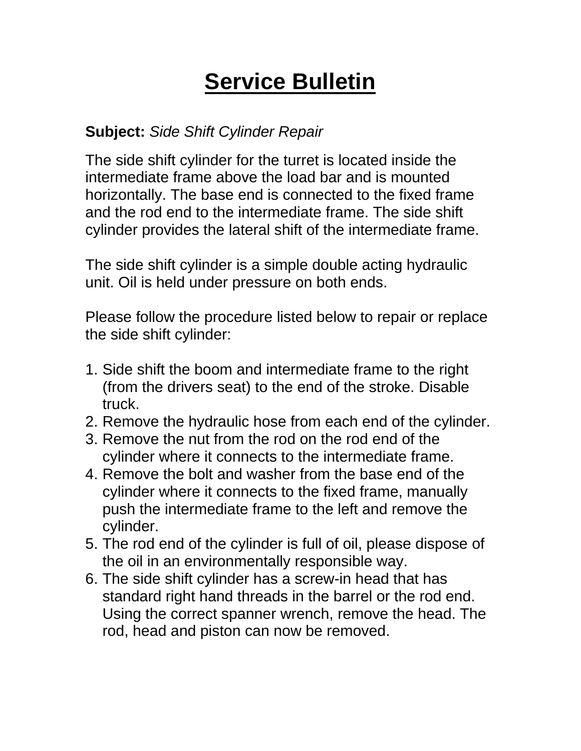# Service Bulletin

**Subject:** *Side Shift Cylinder Repair*

The side shift cylinder for the turret is located inside the intermediate frame above the load bar and is mounted horizontally. The base end is connected to the fixed frame and the rod end to the intermediate frame. The side shift cylinder provides the lateral shift of the intermediate frame.

The side shift cylinder is a simple double acting hydraulic unit. Oil is held under pressure on both ends.

Please follow the procedure listed below to repair or replace the side shift cylinder:

1. Side shift the boom and intermediate frame to the right (from the drivers seat) to the end of the stroke. Disable truck.
2. Remove the hydraulic hose from each end of the cylinder.
3. Remove the nut from the rod on the rod end of the cylinder where it connects to the intermediate frame.
4. Remove the bolt and washer from the base end of the cylinder where it connects to the fixed frame, manually push the intermediate frame to the left and remove the cylinder.
5. The rod end of the cylinder is full of oil, please dispose of the oil in an environmentally responsible way.
6. The side shift cylinder has a screw-in head that has standard right hand threads in the barrel or the rod end. Using the correct spanner wrench, remove the head. The rod, head and piston can now be removed.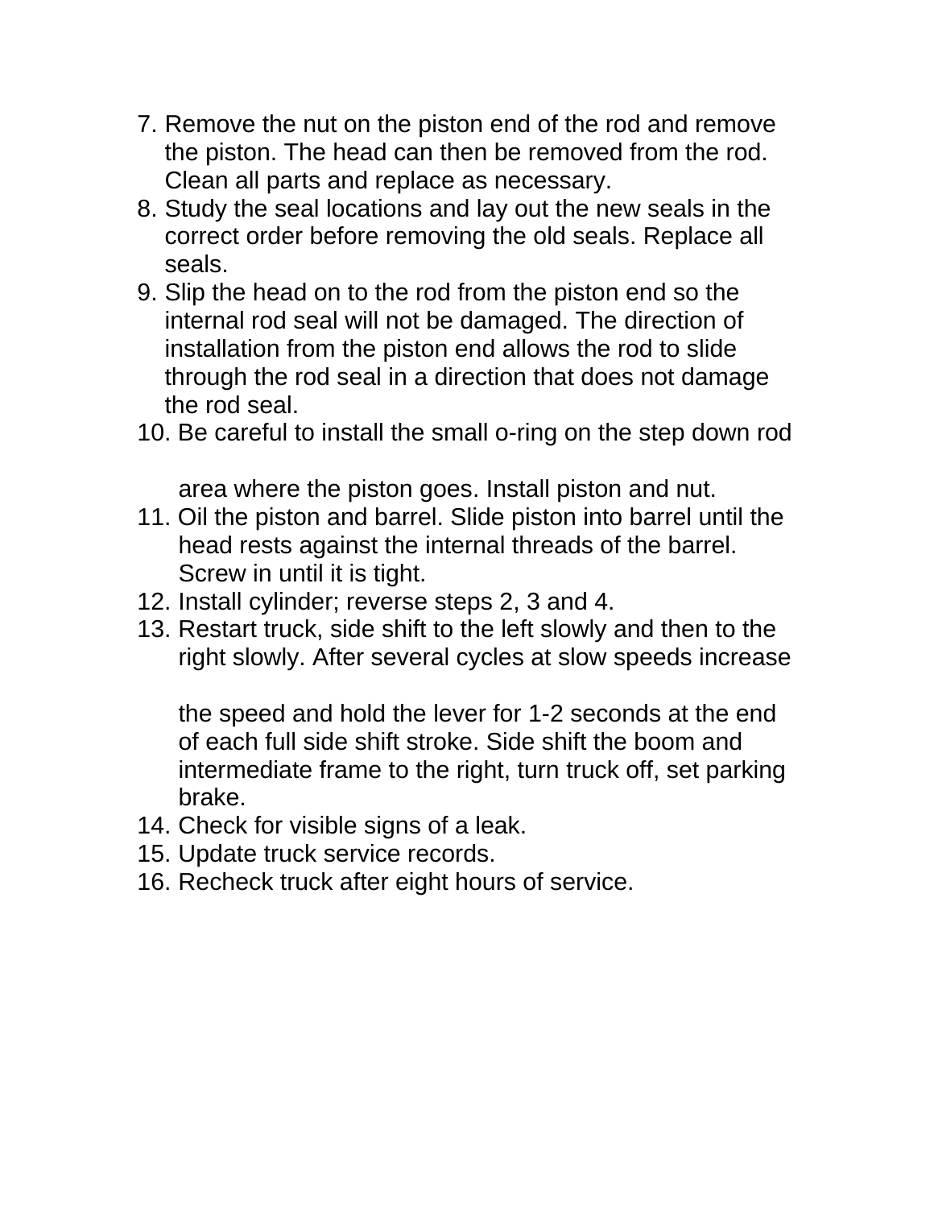7. Remove the nut on the piston end of the rod and remove the piston. The head can then be removed from the rod. Clean all parts and replace as necessary.
8. Study the seal locations and lay out the new seals in the correct order before removing the old seals. Replace all seals.
9. Slip the head on to the rod from the piston end so the internal rod seal will not be damaged. The direction of installation from the piston end allows the rod to slide through the rod seal in a direction that does not damage the rod seal.
10. Be careful to install the small o-ring on the step down rod area where the piston goes. Install piston and nut.
11. Oil the piston and barrel. Slide piston into barrel until the head rests against the internal threads of the barrel. Screw in until it is tight.
12. Install cylinder; reverse steps 2, 3 and 4.
13. Restart truck, side shift to the left slowly and then to the right slowly. After several cycles at slow speeds increase the speed and hold the lever for 1-2 seconds at the end of each full side shift stroke. Side shift the boom and intermediate frame to the right, turn truck off, set parking brake.
14. Check for visible signs of a leak.
15. Update truck service records.
16. Recheck truck after eight hours of service.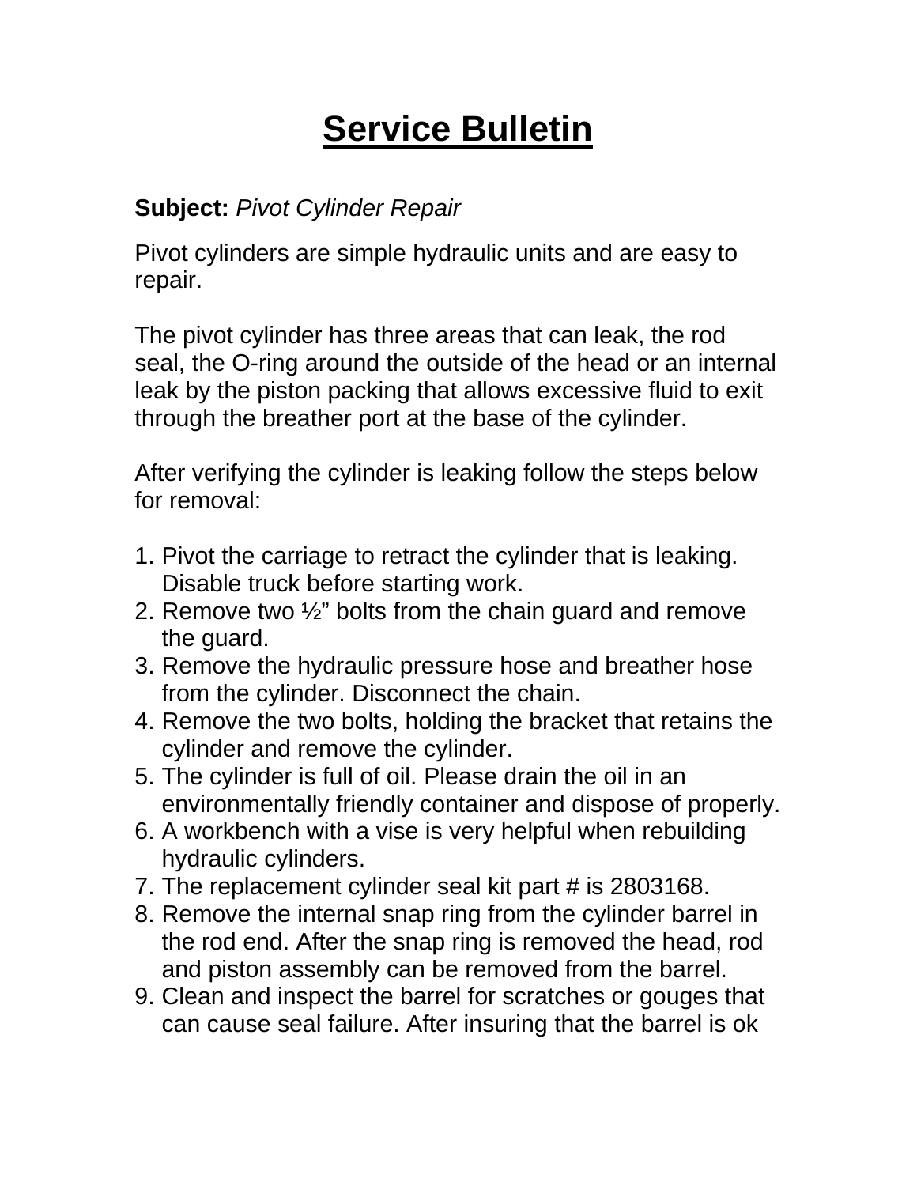# Service Bulletin

**Subject:** *Pivot Cylinder Repair*

Pivot cylinders are simple hydraulic units and are easy to repair.

The pivot cylinder has three areas that can leak, the rod seal, the O-ring around the outside of the head or an internal leak by the piston packing that allows excessive fluid to exit through the breather port at the base of the cylinder.

After verifying the cylinder is leaking follow the steps below for removal:

1. Pivot the carriage to retract the cylinder that is leaking. Disable truck before starting work.
2. Remove two ½” bolts from the chain guard and remove the guard.
3. Remove the hydraulic pressure hose and breather hose from the cylinder. Disconnect the chain.
4. Remove the two bolts, holding the bracket that retains the cylinder and remove the cylinder.
5. The cylinder is full of oil. Please drain the oil in an environmentally friendly container and dispose of properly.
6. A workbench with a vise is very helpful when rebuilding hydraulic cylinders.
7. The replacement cylinder seal kit part # is 2803168.
8. Remove the internal snap ring from the cylinder barrel in the rod end. After the snap ring is removed the head, rod and piston assembly can be removed from the barrel.
9. Clean and inspect the barrel for scratches or gouges that can cause seal failure. After insuring that the barrel is ok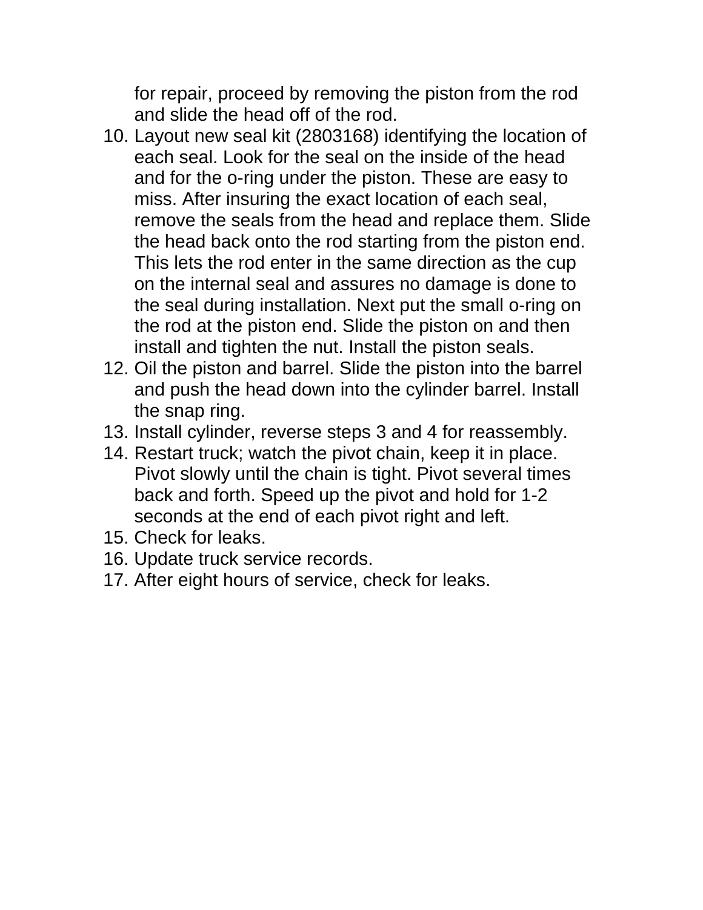for repair, proceed by removing the piston from the rod and slide the head off of the rod.

10. Layout new seal kit (2803168) identifying the location of each seal. Look for the seal on the inside of the head and for the o-ring under the piston. These are easy to miss. After insuring the exact location of each seal, remove the seals from the head and replace them. Slide the head back onto the rod starting from the piston end. This lets the rod enter in the same direction as the cup on the internal seal and assures no damage is done to the seal during installation. Next put the small o-ring on the rod at the piston end. Slide the piston on and then install and tighten the nut. Install the piston seals.
12. Oil the piston and barrel. Slide the piston into the barrel and push the head down into the cylinder barrel. Install the snap ring.
13. Install cylinder, reverse steps 3 and 4 for reassembly.
14. Restart truck; watch the pivot chain, keep it in place. Pivot slowly until the chain is tight. Pivot several times back and forth. Speed up the pivot and hold for 1-2 seconds at the end of each pivot right and left.
15. Check for leaks.
16. Update truck service records.
17. After eight hours of service, check for leaks.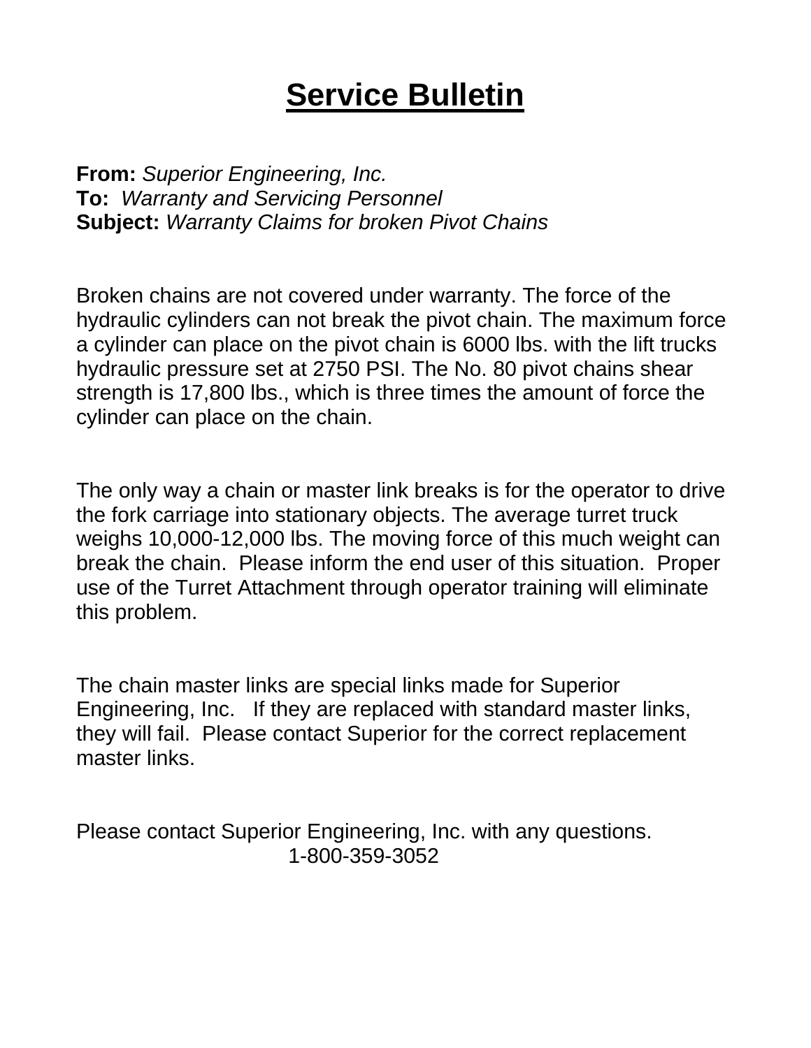# Service Bulletin

**From:** *Superior Engineering, Inc.*
**To:** *Warranty and Servicing Personnel*
**Subject:** *Warranty Claims for broken Pivot Chains*

Broken chains are not covered under warranty. The force of the hydraulic cylinders can not break the pivot chain. The maximum force a cylinder can place on the pivot chain is 6000 lbs. with the lift trucks hydraulic pressure set at 2750 PSI. The No. 80 pivot chains shear strength is 17,800 lbs., which is three times the amount of force the cylinder can place on the chain.

The only way a chain or master link breaks is for the operator to drive the fork carriage into stationary objects. The average turret truck weighs 10,000-12,000 lbs. The moving force of this much weight can break the chain. Please inform the end user of this situation. Proper use of the Turret Attachment through operator training will eliminate this problem.

The chain master links are special links made for Superior Engineering, Inc. If they are replaced with standard master links, they will fail. Please contact Superior for the correct replacement master links.

Please contact Superior Engineering, Inc. with any questions.
1-800-359-3052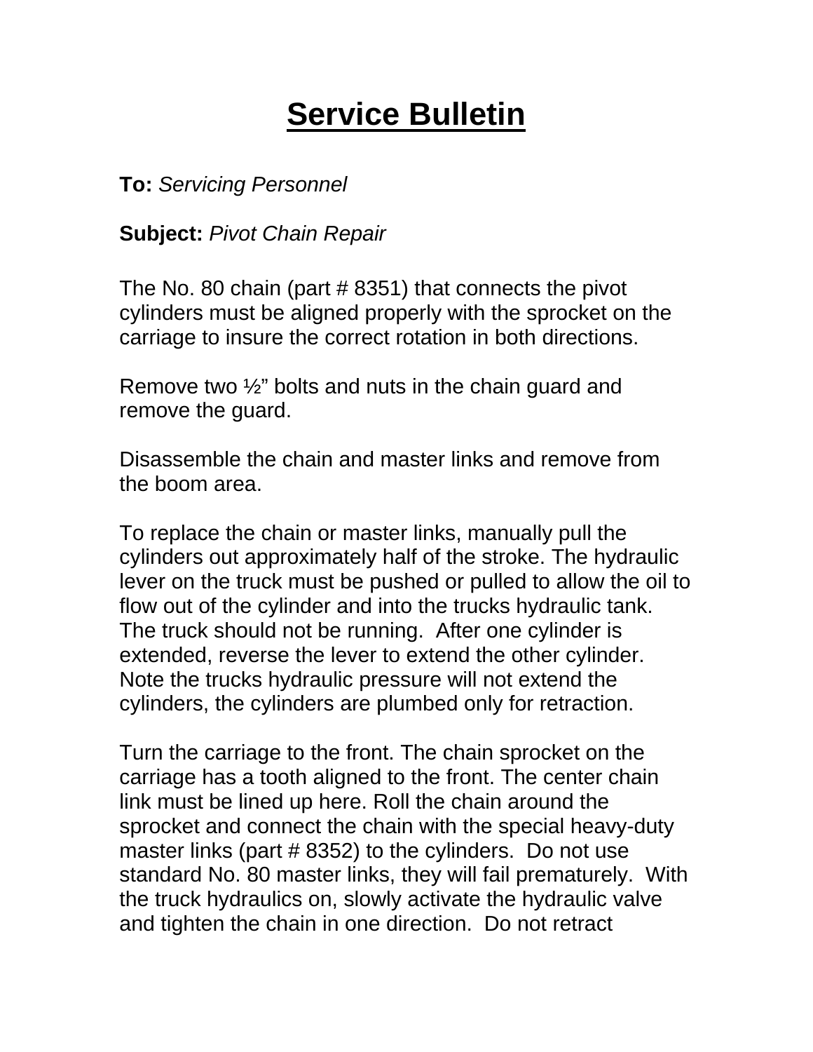# Service Bulletin

**To:** *Servicing Personnel*

**Subject:** *Pivot Chain Repair*

The No. 80 chain (part # 8351) that connects the pivot cylinders must be aligned properly with the sprocket on the carriage to insure the correct rotation in both directions.

Remove two ½" bolts and nuts in the chain guard and remove the guard.

Disassemble the chain and master links and remove from the boom area.

To replace the chain or master links, manually pull the cylinders out approximately half of the stroke. The hydraulic lever on the truck must be pushed or pulled to allow the oil to flow out of the cylinder and into the trucks hydraulic tank. The truck should not be running. After one cylinder is extended, reverse the lever to extend the other cylinder. Note the trucks hydraulic pressure will not extend the cylinders, the cylinders are plumbed only for retraction.

Turn the carriage to the front. The chain sprocket on the carriage has a tooth aligned to the front. The center chain link must be lined up here. Roll the chain around the sprocket and connect the chain with the special heavy-duty master links (part # 8352) to the cylinders. Do not use standard No. 80 master links, they will fail prematurely. With the truck hydraulics on, slowly activate the hydraulic valve and tighten the chain in one direction. Do not retract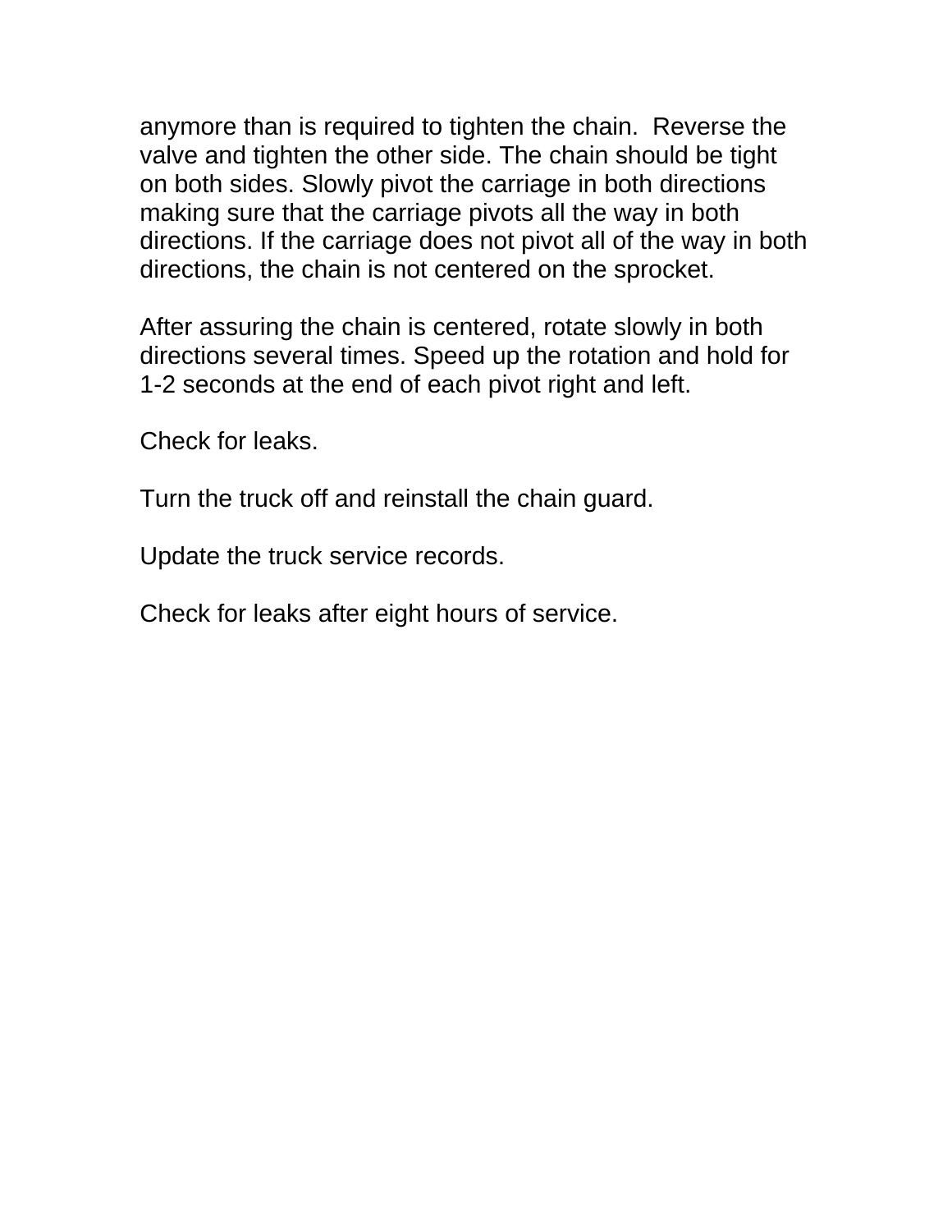anymore than is required to tighten the chain.  Reverse the valve and tighten the other side. The chain should be tight on both sides. Slowly pivot the carriage in both directions making sure that the carriage pivots all the way in both directions. If the carriage does not pivot all of the way in both directions, the chain is not centered on the sprocket.

After assuring the chain is centered, rotate slowly in both directions several times. Speed up the rotation and hold for 1-2 seconds at the end of each pivot right and left.

Check for leaks.

Turn the truck off and reinstall the chain guard.

Update the truck service records.

Check for leaks after eight hours of service.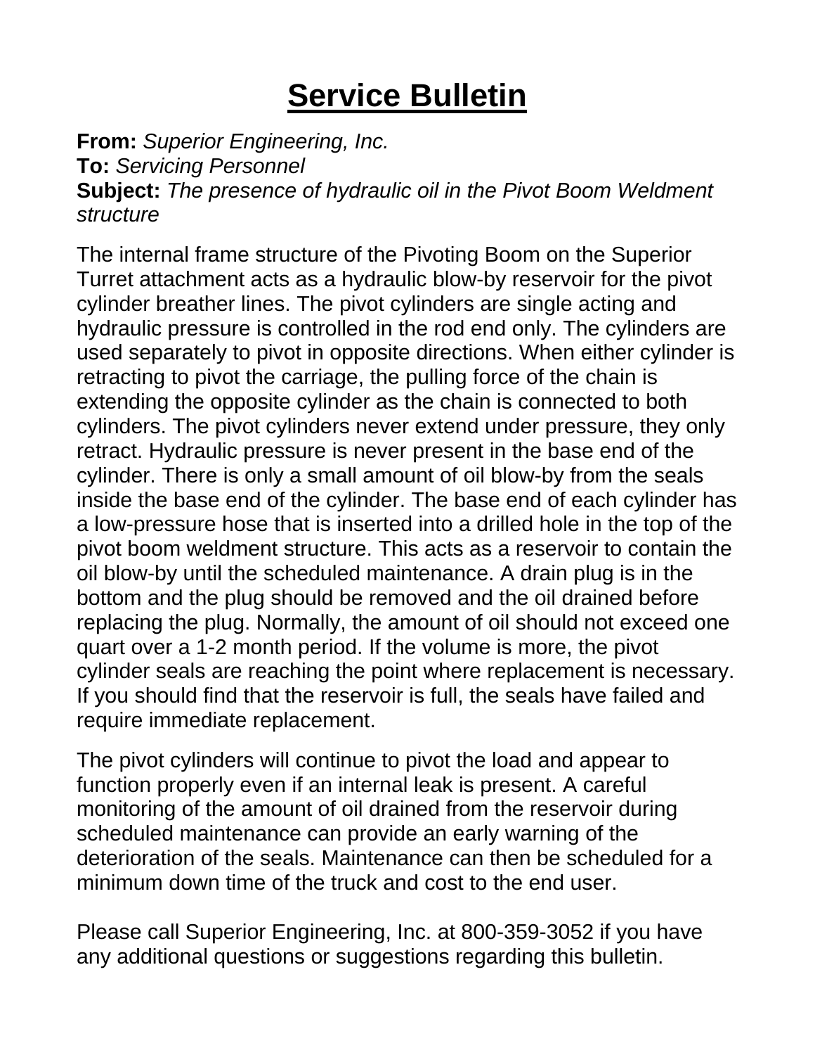# Service Bulletin

**From:** *Superior Engineering, Inc.*
**To:** *Servicing Personnel*
**Subject:** *The presence of hydraulic oil in the Pivot Boom Weldment structure*

The internal frame structure of the Pivoting Boom on the Superior Turret attachment acts as a hydraulic blow-by reservoir for the pivot cylinder breather lines. The pivot cylinders are single acting and hydraulic pressure is controlled in the rod end only. The cylinders are used separately to pivot in opposite directions. When either cylinder is retracting to pivot the carriage, the pulling force of the chain is extending the opposite cylinder as the chain is connected to both cylinders. The pivot cylinders never extend under pressure, they only retract. Hydraulic pressure is never present in the base end of the cylinder. There is only a small amount of oil blow-by from the seals inside the base end of the cylinder. The base end of each cylinder has a low-pressure hose that is inserted into a drilled hole in the top of the pivot boom weldment structure. This acts as a reservoir to contain the oil blow-by until the scheduled maintenance. A drain plug is in the bottom and the plug should be removed and the oil drained before replacing the plug. Normally, the amount of oil should not exceed one quart over a 1-2 month period. If the volume is more, the pivot cylinder seals are reaching the point where replacement is necessary. If you should find that the reservoir is full, the seals have failed and require immediate replacement.

The pivot cylinders will continue to pivot the load and appear to function properly even if an internal leak is present. A careful monitoring of the amount of oil drained from the reservoir during scheduled maintenance can provide an early warning of the deterioration of the seals. Maintenance can then be scheduled for a minimum down time of the truck and cost to the end user.

Please call Superior Engineering, Inc. at 800-359-3052 if you have any additional questions or suggestions regarding this bulletin.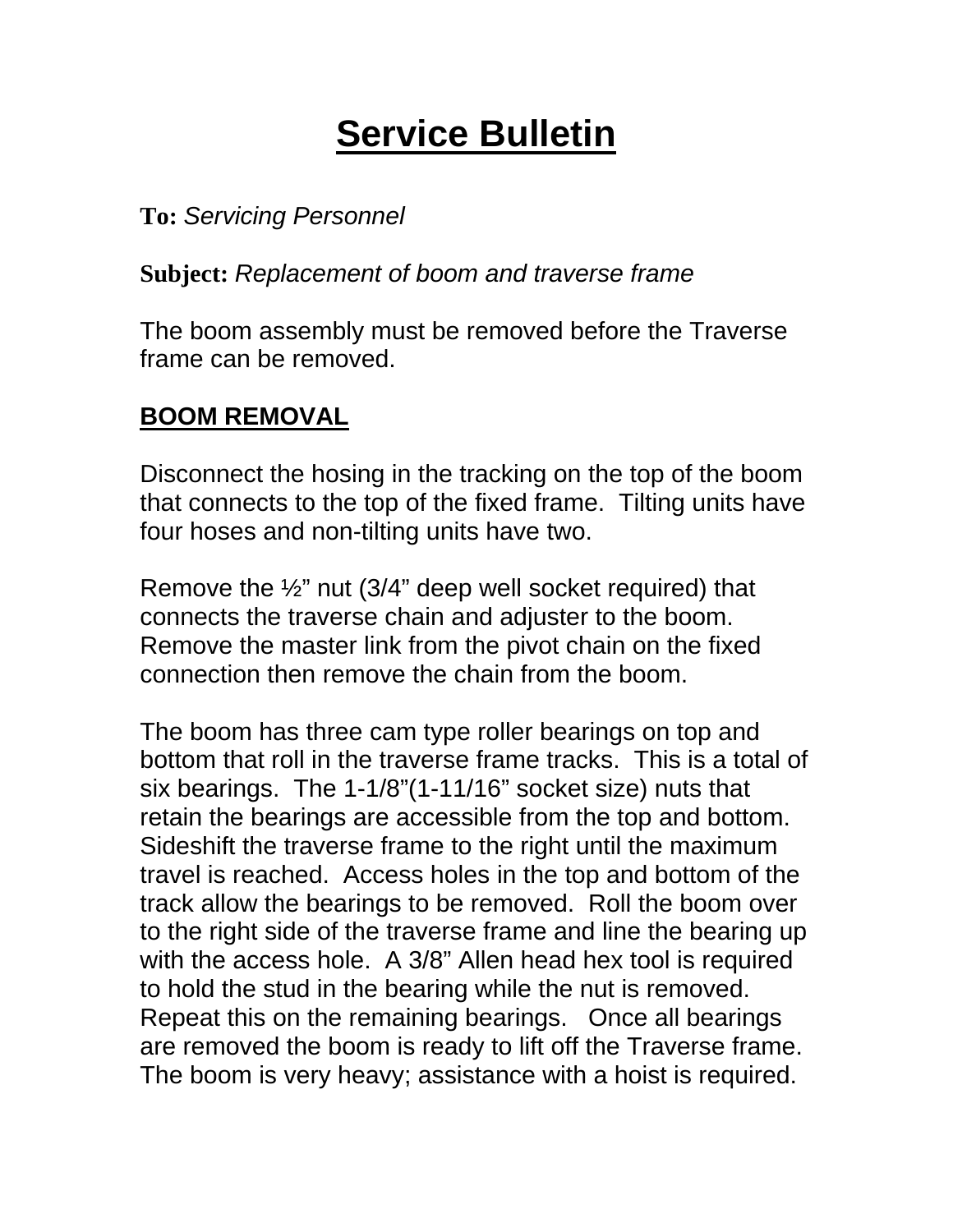# Service Bulletin

**To:** *Servicing Personnel*

**Subject:** *Replacement of boom and traverse frame*

The boom assembly must be removed before the Traverse frame can be removed.

## BOOM REMOVAL

Disconnect the hosing in the tracking on the top of the boom that connects to the top of the fixed frame. Tilting units have four hoses and non-tilting units have two.

Remove the ½" nut (3/4" deep well socket required) that connects the traverse chain and adjuster to the boom. Remove the master link from the pivot chain on the fixed connection then remove the chain from the boom.

The boom has three cam type roller bearings on top and bottom that roll in the traverse frame tracks. This is a total of six bearings. The 1-1/8"(1-11/16" socket size) nuts that retain the bearings are accessible from the top and bottom. Sideshift the traverse frame to the right until the maximum travel is reached. Access holes in the top and bottom of the track allow the bearings to be removed. Roll the boom over to the right side of the traverse frame and line the bearing up with the access hole. A 3/8" Allen head hex tool is required to hold the stud in the bearing while the nut is removed. Repeat this on the remaining bearings. Once all bearings are removed the boom is ready to lift off the Traverse frame. The boom is very heavy; assistance with a hoist is required.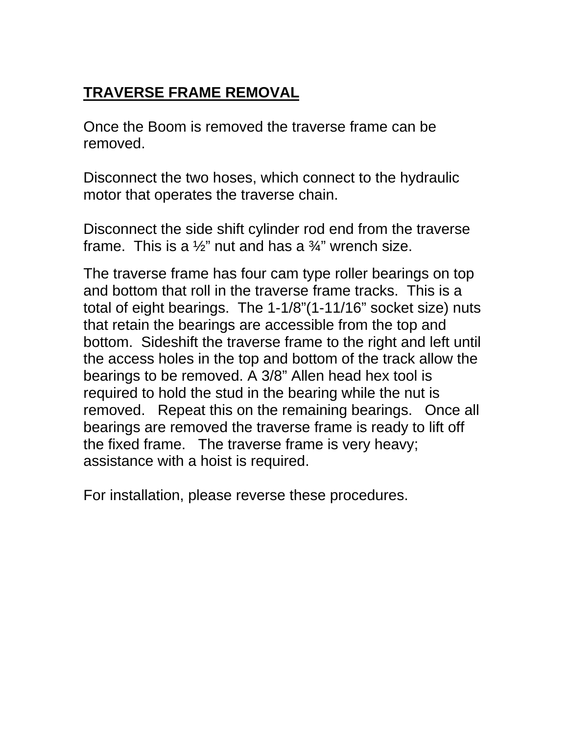## TRAVERSE FRAME REMOVAL

Once the Boom is removed the traverse frame can be removed.

Disconnect the two hoses, which connect to the hydraulic motor that operates the traverse chain.

Disconnect the side shift cylinder rod end from the traverse frame. This is a ½" nut and has a ¾" wrench size.

The traverse frame has four cam type roller bearings on top and bottom that roll in the traverse frame tracks. This is a total of eight bearings. The 1-1/8"(1-11/16" socket size) nuts that retain the bearings are accessible from the top and bottom. Sideshift the traverse frame to the right and left until the access holes in the top and bottom of the track allow the bearings to be removed. A 3/8" Allen head hex tool is required to hold the stud in the bearing while the nut is removed. Repeat this on the remaining bearings. Once all bearings are removed the traverse frame is ready to lift off the fixed frame. The traverse frame is very heavy; assistance with a hoist is required.

For installation, please reverse these procedures.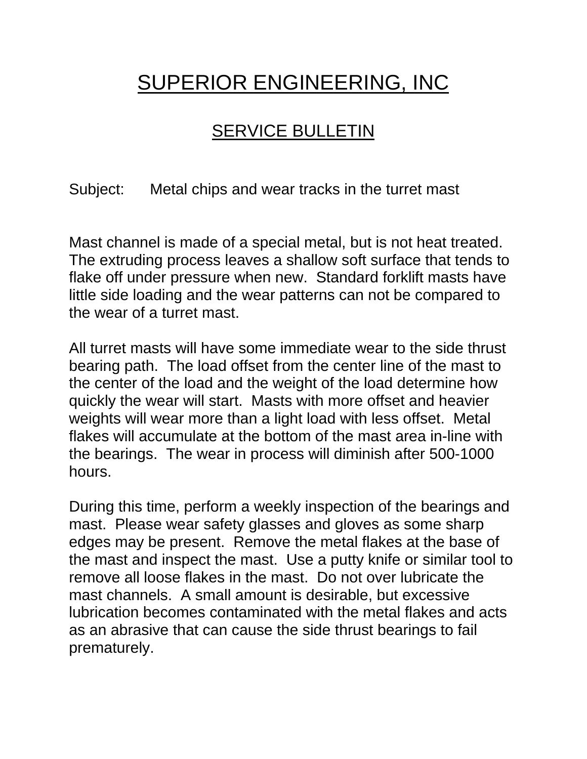# SUPERIOR ENGINEERING, INC

## SERVICE BULLETIN

Subject: Metal chips and wear tracks in the turret mast

Mast channel is made of a special metal, but is not heat treated. The extruding process leaves a shallow soft surface that tends to flake off under pressure when new. Standard forklift masts have little side loading and the wear patterns can not be compared to the wear of a turret mast.

All turret masts will have some immediate wear to the side thrust bearing path. The load offset from the center line of the mast to the center of the load and the weight of the load determine how quickly the wear will start. Masts with more offset and heavier weights will wear more than a light load with less offset. Metal flakes will accumulate at the bottom of the mast area in-line with the bearings. The wear in process will diminish after 500-1000 hours.

During this time, perform a weekly inspection of the bearings and mast. Please wear safety glasses and gloves as some sharp edges may be present. Remove the metal flakes at the base of the mast and inspect the mast. Use a putty knife or similar tool to remove all loose flakes in the mast. Do not over lubricate the mast channels. A small amount is desirable, but excessive lubrication becomes contaminated with the metal flakes and acts as an abrasive that can cause the side thrust bearings to fail prematurely.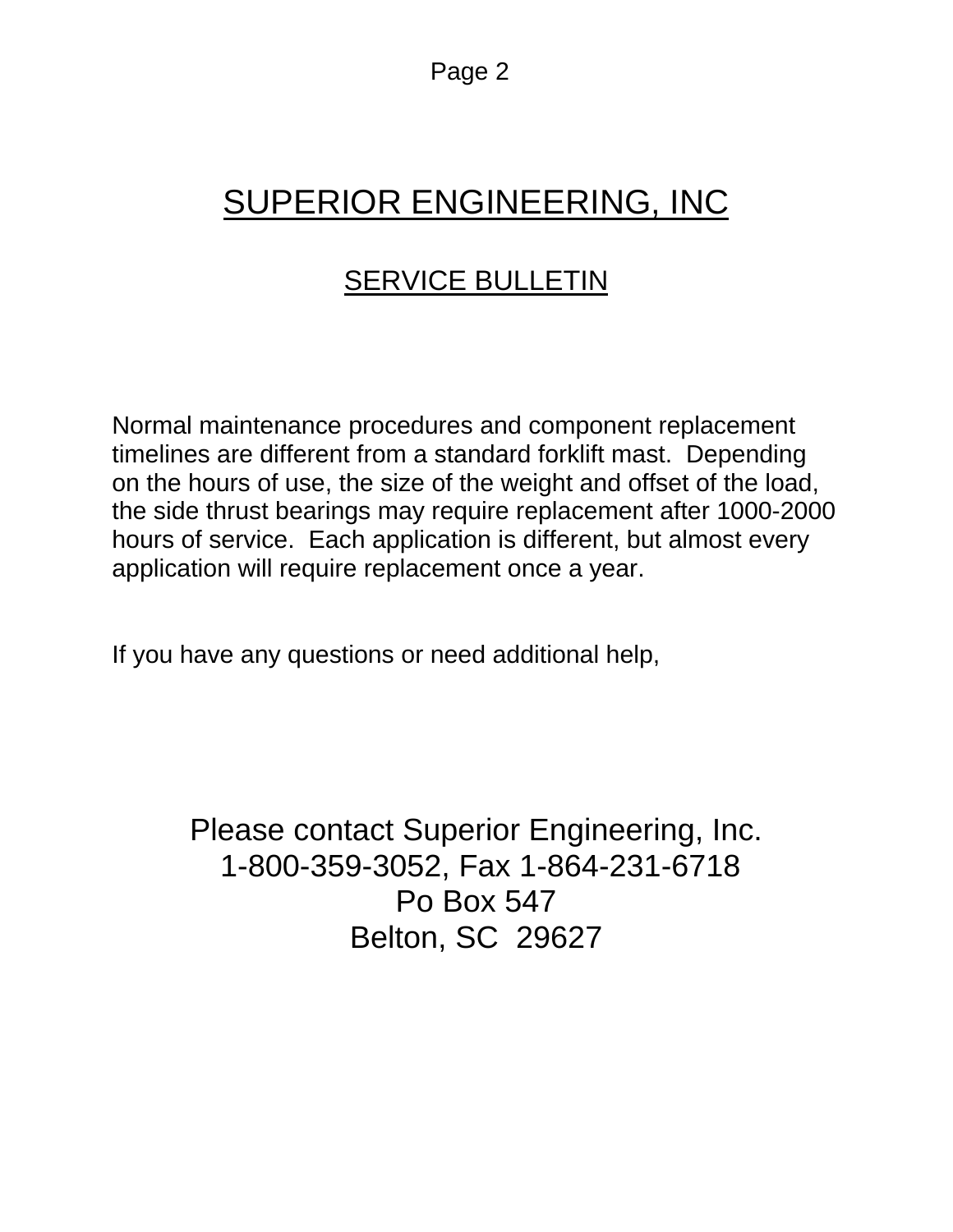# SUPERIOR ENGINEERING, INC

## SERVICE BULLETIN

Normal maintenance procedures and component replacement timelines are different from a standard forklift mast. Depending on the hours of use, the size of the weight and offset of the load, the side thrust bearings may require replacement after 1000-2000 hours of service. Each application is different, but almost every application will require replacement once a year.

If you have any questions or need additional help,

Please contact Superior Engineering, Inc.
1-800-359-3052, Fax 1-864-231-6718
Po Box 547
Belton, SC 29627